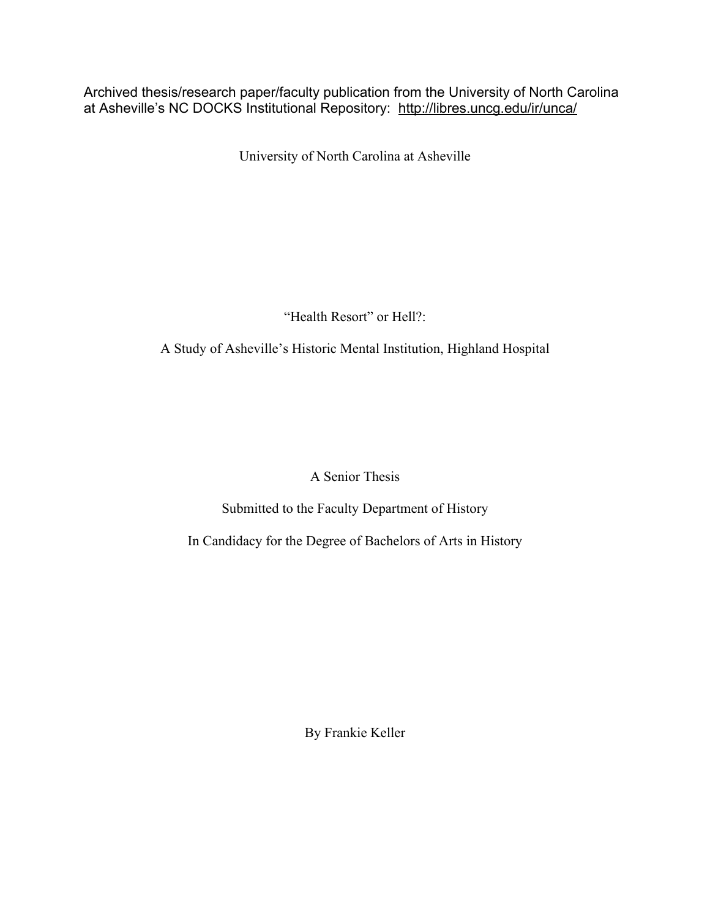Archived thesis/research paper/faculty publication from the University of North Carolina at Asheville's NC DOCKS Institutional Repository: http://libres.uncg.edu/ir/unca/

University of North Carolina at Asheville

# "Health Resort" or Hell?:

# A Study of Asheville's Historic Mental Institution, Highland Hospital

A Senior Thesis

Submitted to the Faculty Department of History

In Candidacy for the Degree of Bachelors of Arts in History

By Frankie Keller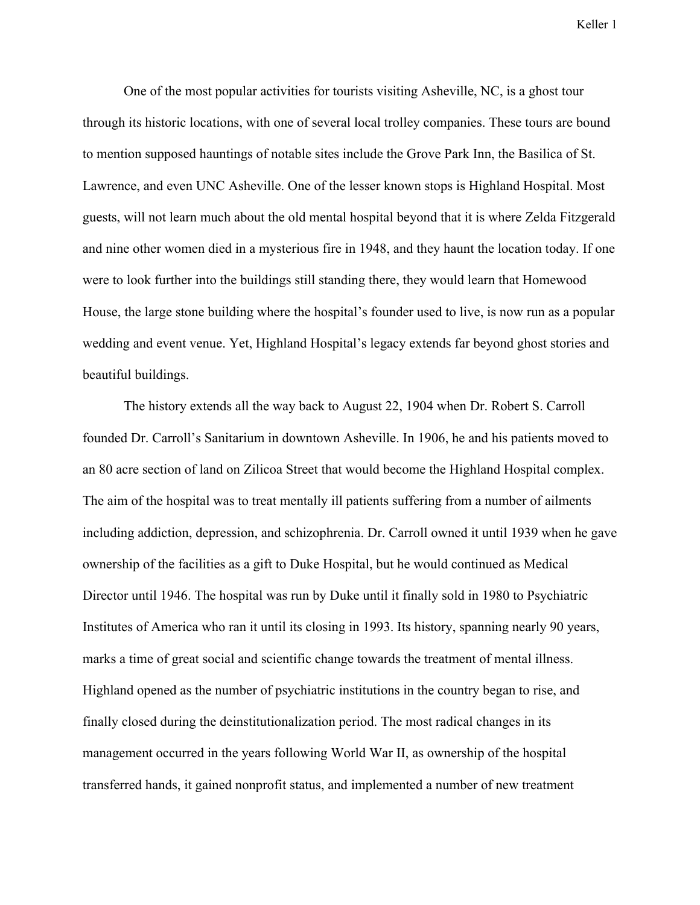One of the most popular activities for tourists visiting Asheville, NC, is a ghost tour through its historic locations, with one of several local trolley companies. These tours are bound to mention supposed hauntings of notable sites include the Grove Park Inn, the Basilica of St. Lawrence, and even UNC Asheville. One of the lesser known stops is Highland Hospital. Most guests, will not learn much about the old mental hospital beyond that it is where Zelda Fitzgerald and nine other women died in a mysterious fire in 1948, and they haunt the location today. If one were to look further into the buildings still standing there, they would learn that Homewood House, the large stone building where the hospital's founder used to live, is now run as a popular wedding and event venue. Yet, Highland Hospital's legacy extends far beyond ghost stories and beautiful buildings.

The history extends all the way back to August 22, 1904 when Dr. Robert S. Carroll founded Dr. Carroll's Sanitarium in downtown Asheville. In 1906, he and his patients moved to an 80 acre section of land on Zilicoa Street that would become the Highland Hospital complex. The aim of the hospital was to treat mentally ill patients suffering from a number of ailments including addiction, depression, and schizophrenia. Dr. Carroll owned it until 1939 when he gave ownership of the facilities as a gift to Duke Hospital, but he would continued as Medical Director until 1946. The hospital was run by Duke until it finally sold in 1980 to Psychiatric Institutes of America who ran it until its closing in 1993. Its history, spanning nearly 90 years, marks a time of great social and scientific change towards the treatment of mental illness. Highland opened as the number of psychiatric institutions in the country began to rise, and finally closed during the deinstitutionalization period. The most radical changes in its management occurred in the years following World War II, as ownership of the hospital transferred hands, it gained nonprofit status, and implemented a number of new treatment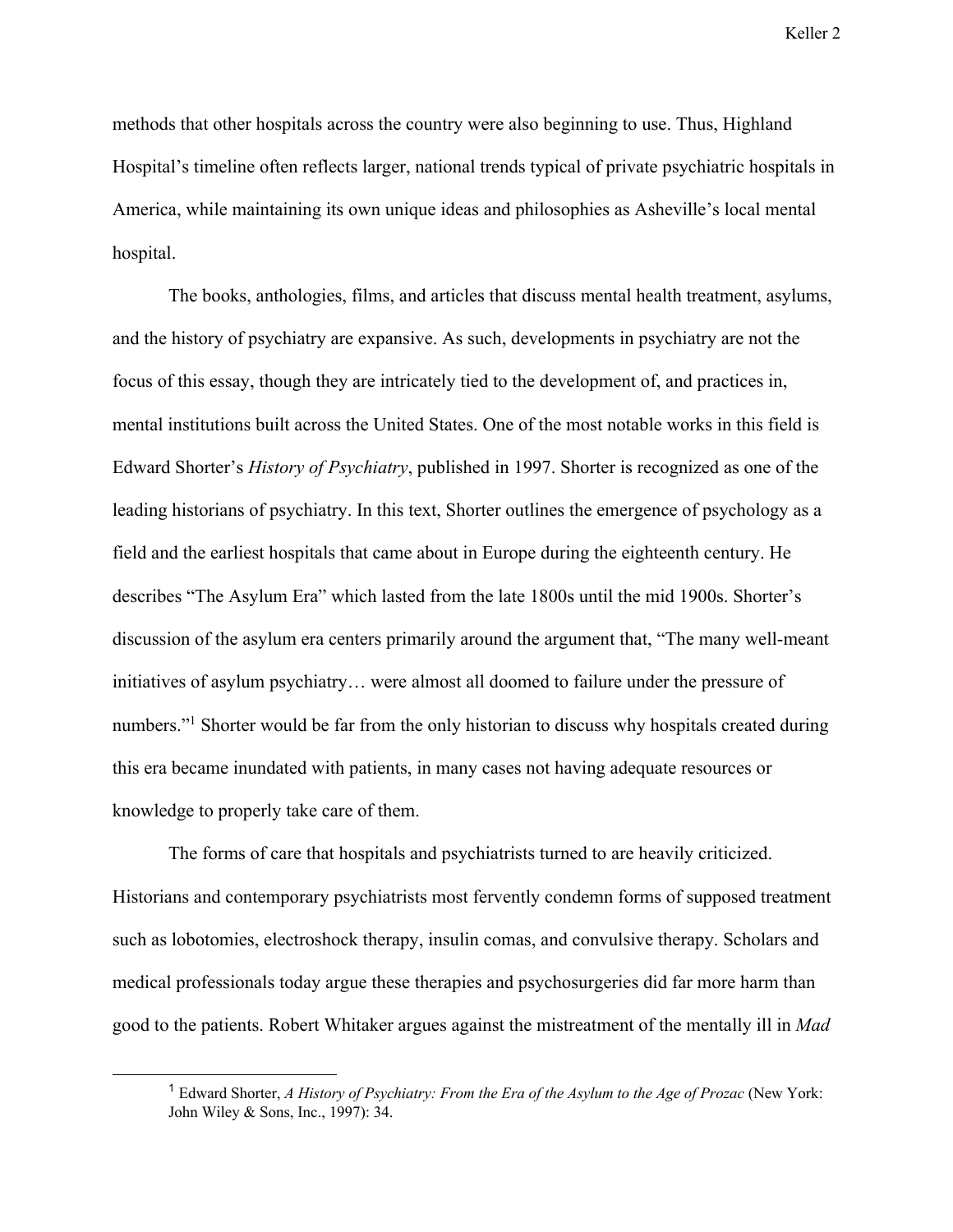methods that other hospitals across the country were also beginning to use. Thus, Highland Hospital's timeline often reflects larger, national trends typical of private psychiatric hospitals in America, while maintaining its own unique ideas and philosophies as Asheville's local mental hospital.

The books, anthologies, films, and articles that discuss mental health treatment, asylums, and the history of psychiatry are expansive. As such, developments in psychiatry are not the focus of this essay, though they are intricately tied to the development of, and practices in, mental institutions built across the United States. One of the most notable works in this field is Edward Shorter's *History of Psychiatry*, published in 1997. Shorter is recognized as one of the leading historians of psychiatry. In this text, Shorter outlines the emergence of psychology as a field and the earliest hospitals that came about in Europe during the eighteenth century. He describes "The Asylum Era" which lasted from the late 1800s until the mid 1900s. Shorter's discussion of the asylum era centers primarily around the argument that, "The many well-meant initiatives of asylum psychiatry… were almost all doomed to failure under the pressure of numbers."[1] Shorter would be far from the only historian to discuss why hospitals created during this era became inundated with patients, in many cases not having adequate resources or knowledge to properly take care of them.

The forms of care that hospitals and psychiatrists turned to are heavily criticized. Historians and contemporary psychiatrists most fervently condemn forms of supposed treatment such as lobotomies, electroshock therapy, insulin comas, and convulsive therapy. Scholars and medical professionals today argue these therapies and psychosurgeries did far more harm than good to the patients. Robert Whitaker argues against the mistreatment of the mentally ill in *Mad*

[1] Edward Shorter, *A History of Psychiatry: From the Era of the Asylum to the Age of Prozac* (New York: John Wiley & Sons, Inc., 1997): 34.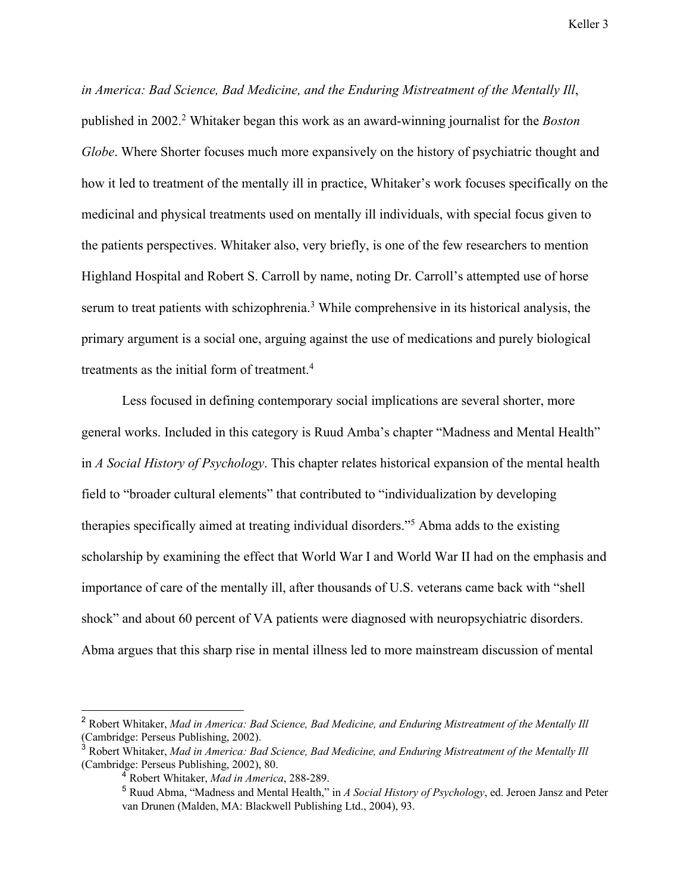*in America: Bad Science, Bad Medicine, and the Enduring Mistreatment of the Mentally Ill*, published in 2002.[2] Whitaker began this work as an award-winning journalist for the *Boston Globe*. Where Shorter focuses much more expansively on the history of psychiatric thought and how it led to treatment of the mentally ill in practice, Whitaker's work focuses specifically on the medicinal and physical treatments used on mentally ill individuals, with special focus given to the patients perspectives. Whitaker also, very briefly, is one of the few researchers to mention Highland Hospital and Robert S. Carroll by name, noting Dr. Carroll's attempted use of horse serum to treat patients with schizophrenia.[3] While comprehensive in its historical analysis, the primary argument is a social one, arguing against the use of medications and purely biological treatments as the initial form of treatment.[4]

Less focused in defining contemporary social implications are several shorter, more general works. Included in this category is Ruud Amba's chapter "Madness and Mental Health" in *A Social History of Psychology*. This chapter relates historical expansion of the mental health field to "broader cultural elements" that contributed to "individualization by developing therapies specifically aimed at treating individual disorders."[5] Abma adds to the existing scholarship by examining the effect that World War I and World War II had on the emphasis and importance of care of the mentally ill, after thousands of U.S. veterans came back with "shell shock" and about 60 percent of VA patients were diagnosed with neuropsychiatric disorders. Abma argues that this sharp rise in mental illness led to more mainstream discussion of mental

---

[2] Robert Whitaker, *Mad in America: Bad Science, Bad Medicine, and Enduring Mistreatment of the Mentally Ill* (Cambridge: Perseus Publishing, 2002).

[3] Robert Whitaker, *Mad in America: Bad Science, Bad Medicine, and Enduring Mistreatment of the Mentally Ill* (Cambridge: Perseus Publishing, 2002), 80.

[4] Robert Whitaker, *Mad in America*, 288-289.

[5] Ruud Abma, "Madness and Mental Health," in *A Social History of Psychology*, ed. Jeroen Jansz and Peter van Drunen (Malden, MA: Blackwell Publishing Ltd., 2004), 93.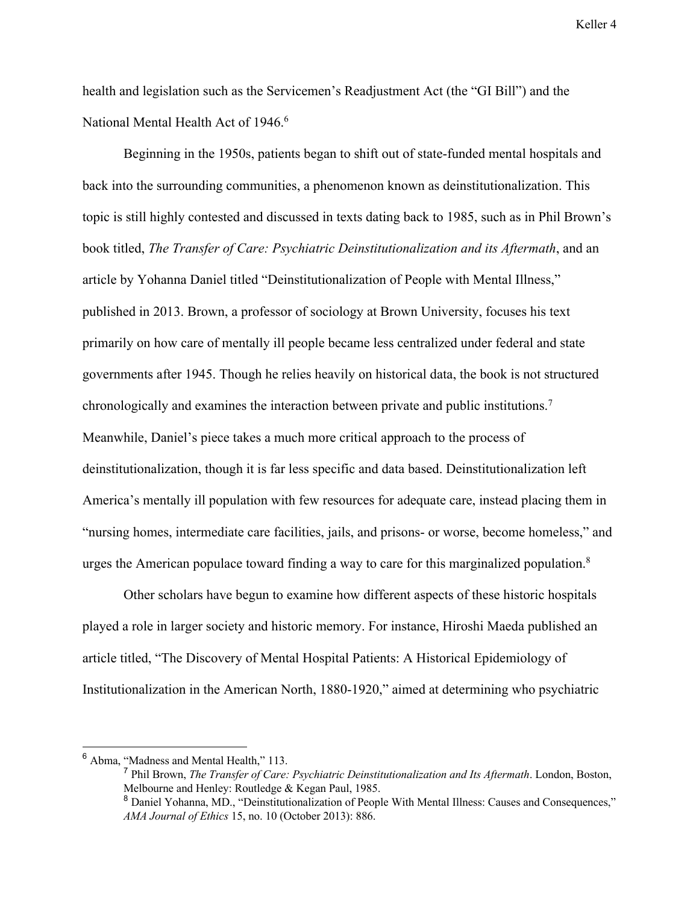health and legislation such as the Servicemen's Readjustment Act (the "GI Bill") and the National Mental Health Act of 1946.[6]

Beginning in the 1950s, patients began to shift out of state-funded mental hospitals and back into the surrounding communities, a phenomenon known as deinstitutionalization. This topic is still highly contested and discussed in texts dating back to 1985, such as in Phil Brown's book titled, *The Transfer of Care: Psychiatric Deinstitutionalization and its Aftermath*, and an article by Yohanna Daniel titled "Deinstitutionalization of People with Mental Illness," published in 2013. Brown, a professor of sociology at Brown University, focuses his text primarily on how care of mentally ill people became less centralized under federal and state governments after 1945. Though he relies heavily on historical data, the book is not structured chronologically and examines the interaction between private and public institutions.[7] Meanwhile, Daniel's piece takes a much more critical approach to the process of deinstitutionalization, though it is far less specific and data based. Deinstitutionalization left America's mentally ill population with few resources for adequate care, instead placing them in "nursing homes, intermediate care facilities, jails, and prisons- or worse, become homeless," and urges the American populace toward finding a way to care for this marginalized population.[8]

Other scholars have begun to examine how different aspects of these historic hospitals played a role in larger society and historic memory. For instance, Hiroshi Maeda published an article titled, "The Discovery of Mental Hospital Patients: A Historical Epidemiology of Institutionalization in the American North, 1880-1920," aimed at determining who psychiatric

---

[6] Abma, "Madness and Mental Health," 113.

[7] Phil Brown, *The Transfer of Care: Psychiatric Deinstitutionalization and Its Aftermath*. London, Boston, Melbourne and Henley: Routledge & Kegan Paul, 1985.

[8] Daniel Yohanna, MD., "Deinstitutionalization of People With Mental Illness: Causes and Consequences," *AMA Journal of Ethics* 15, no. 10 (October 2013): 886.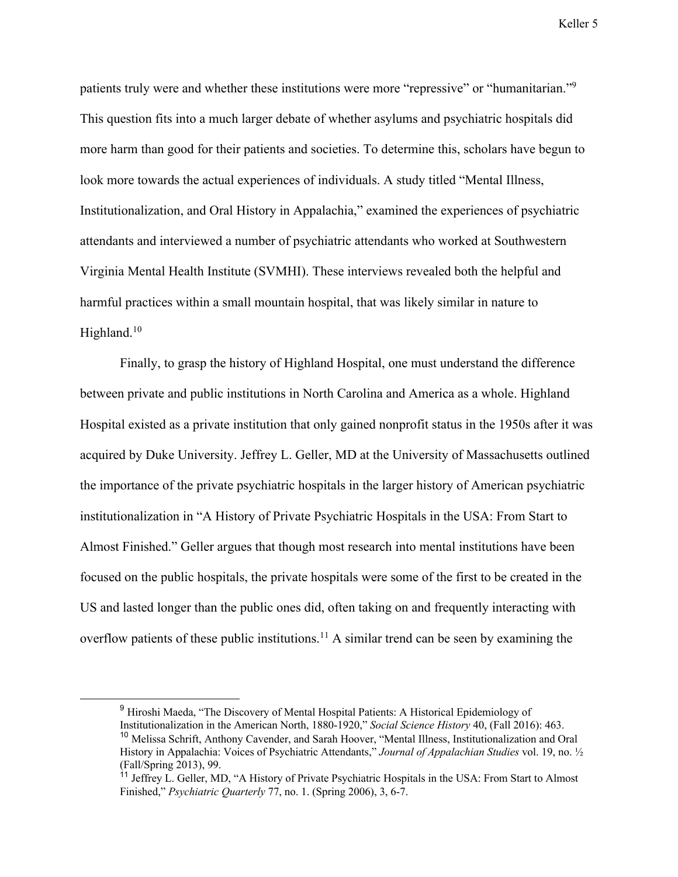patients truly were and whether these institutions were more "repressive" or "humanitarian."[9] This question fits into a much larger debate of whether asylums and psychiatric hospitals did more harm than good for their patients and societies. To determine this, scholars have begun to look more towards the actual experiences of individuals. A study titled "Mental Illness, Institutionalization, and Oral History in Appalachia," examined the experiences of psychiatric attendants and interviewed a number of psychiatric attendants who worked at Southwestern Virginia Mental Health Institute (SVMHI). These interviews revealed both the helpful and harmful practices within a small mountain hospital, that was likely similar in nature to Highland.[10]

Finally, to grasp the history of Highland Hospital, one must understand the difference between private and public institutions in North Carolina and America as a whole. Highland Hospital existed as a private institution that only gained nonprofit status in the 1950s after it was acquired by Duke University. Jeffrey L. Geller, MD at the University of Massachusetts outlined the importance of the private psychiatric hospitals in the larger history of American psychiatric institutionalization in "A History of Private Psychiatric Hospitals in the USA: From Start to Almost Finished." Geller argues that though most research into mental institutions have been focused on the public hospitals, the private hospitals were some of the first to be created in the US and lasted longer than the public ones did, often taking on and frequently interacting with overflow patients of these public institutions.[11] A similar trend can be seen by examining the

---

[9] Hiroshi Maeda, "The Discovery of Mental Hospital Patients: A Historical Epidemiology of Institutionalization in the American North, 1880-1920," *Social Science History* 40, (Fall 2016): 463.

[10] Melissa Schrift, Anthony Cavender, and Sarah Hoover, "Mental Illness, Institutionalization and Oral History in Appalachia: Voices of Psychiatric Attendants," *Journal of Appalachian Studies* vol. 19, no. ½ (Fall/Spring 2013), 99.

[11] Jeffrey L. Geller, MD, "A History of Private Psychiatric Hospitals in the USA: From Start to Almost Finished," *Psychiatric Quarterly* 77, no. 1. (Spring 2006), 3, 6-7.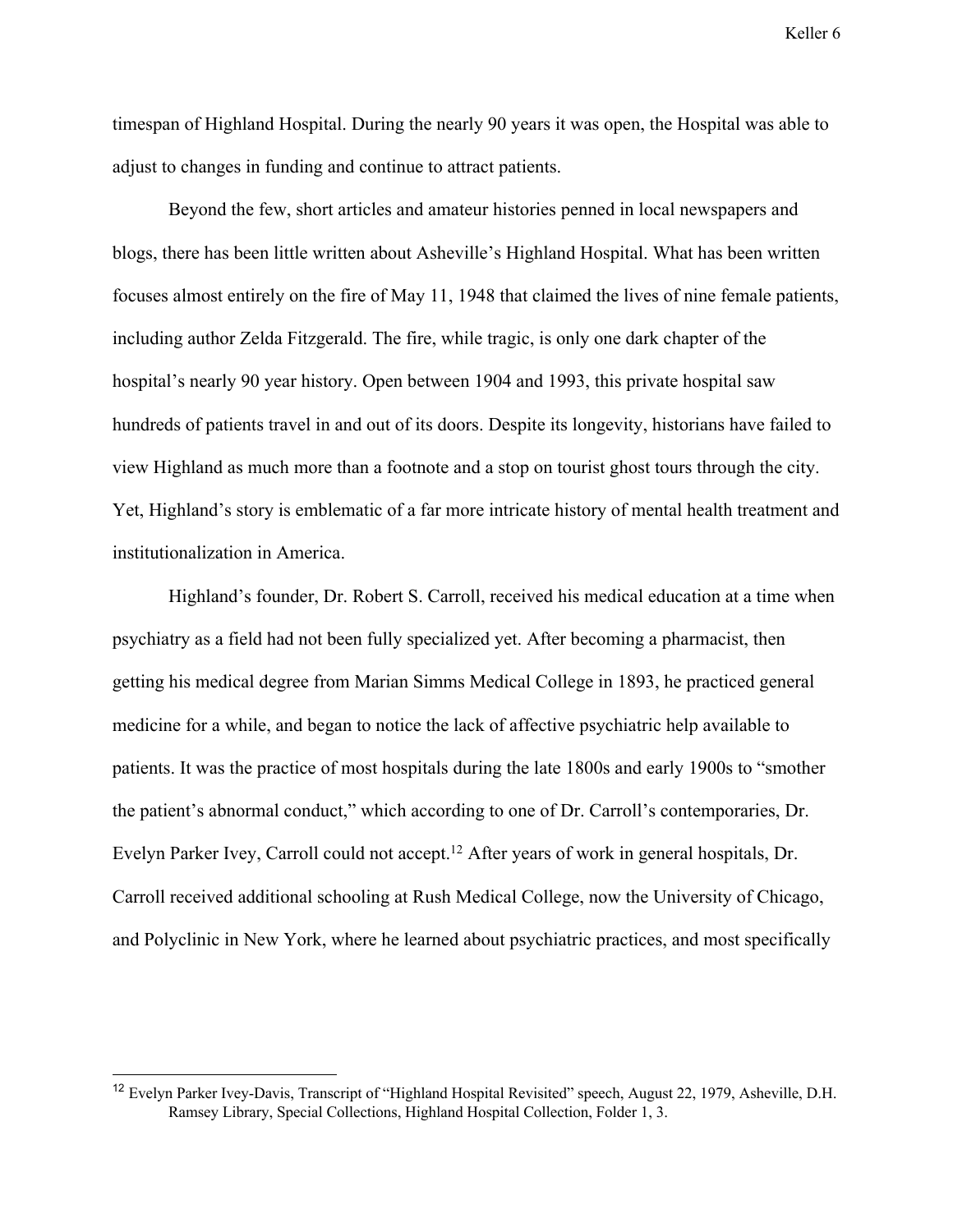timespan of Highland Hospital. During the nearly 90 years it was open, the Hospital was able to adjust to changes in funding and continue to attract patients.

Beyond the few, short articles and amateur histories penned in local newspapers and blogs, there has been little written about Asheville's Highland Hospital. What has been written focuses almost entirely on the fire of May 11, 1948 that claimed the lives of nine female patients, including author Zelda Fitzgerald. The fire, while tragic, is only one dark chapter of the hospital's nearly 90 year history. Open between 1904 and 1993, this private hospital saw hundreds of patients travel in and out of its doors. Despite its longevity, historians have failed to view Highland as much more than a footnote and a stop on tourist ghost tours through the city. Yet, Highland's story is emblematic of a far more intricate history of mental health treatment and institutionalization in America.

Highland's founder, Dr. Robert S. Carroll, received his medical education at a time when psychiatry as a field had not been fully specialized yet. After becoming a pharmacist, then getting his medical degree from Marian Simms Medical College in 1893, he practiced general medicine for a while, and began to notice the lack of affective psychiatric help available to patients. It was the practice of most hospitals during the late 1800s and early 1900s to "smother the patient's abnormal conduct," which according to one of Dr. Carroll's contemporaries, Dr. Evelyn Parker Ivey, Carroll could not accept.[12] After years of work in general hospitals, Dr. Carroll received additional schooling at Rush Medical College, now the University of Chicago, and Polyclinic in New York, where he learned about psychiatric practices, and most specifically

---

[12] Evelyn Parker Ivey-Davis, Transcript of "Highland Hospital Revisited" speech, August 22, 1979, Asheville, D.H. Ramsey Library, Special Collections, Highland Hospital Collection, Folder 1, 3.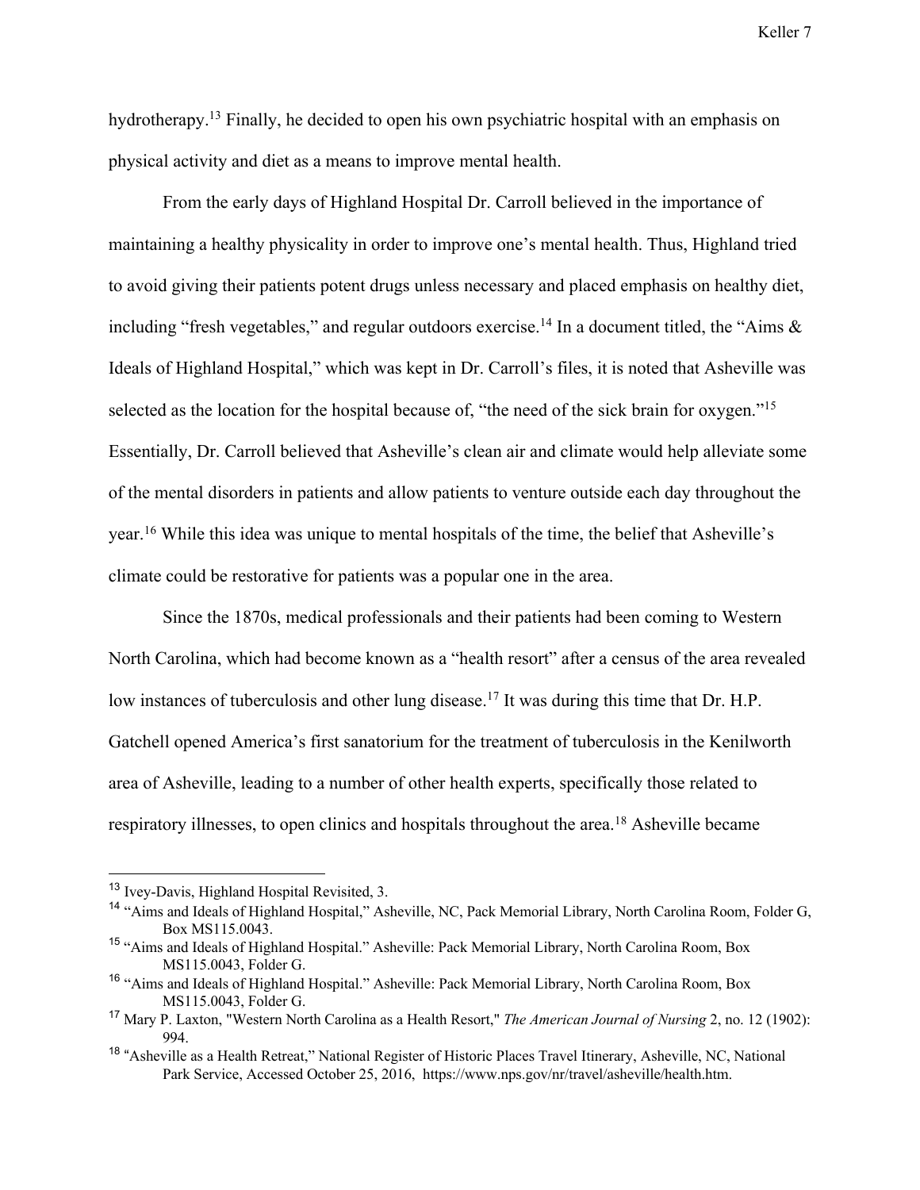hydrotherapy.[13] Finally, he decided to open his own psychiatric hospital with an emphasis on physical activity and diet as a means to improve mental health.

From the early days of Highland Hospital Dr. Carroll believed in the importance of maintaining a healthy physicality in order to improve one's mental health. Thus, Highland tried to avoid giving their patients potent drugs unless necessary and placed emphasis on healthy diet, including "fresh vegetables," and regular outdoors exercise.[14] In a document titled, the "Aims & Ideals of Highland Hospital," which was kept in Dr. Carroll's files, it is noted that Asheville was selected as the location for the hospital because of, "the need of the sick brain for oxygen."[15] Essentially, Dr. Carroll believed that Asheville's clean air and climate would help alleviate some of the mental disorders in patients and allow patients to venture outside each day throughout the year.[16] While this idea was unique to mental hospitals of the time, the belief that Asheville's climate could be restorative for patients was a popular one in the area.

Since the 1870s, medical professionals and their patients had been coming to Western North Carolina, which had become known as a "health resort" after a census of the area revealed low instances of tuberculosis and other lung disease.[17] It was during this time that Dr. H.P. Gatchell opened America's first sanatorium for the treatment of tuberculosis in the Kenilworth area of Asheville, leading to a number of other health experts, specifically those related to respiratory illnesses, to open clinics and hospitals throughout the area.[18] Asheville became

---

[13] Ivey-Davis, Highland Hospital Revisited, 3.

[14] "Aims and Ideals of Highland Hospital," Asheville, NC, Pack Memorial Library, North Carolina Room, Folder G, Box MS115.0043.

[15] "Aims and Ideals of Highland Hospital." Asheville: Pack Memorial Library, North Carolina Room, Box MS115.0043, Folder G.

[16] "Aims and Ideals of Highland Hospital." Asheville: Pack Memorial Library, North Carolina Room, Box MS115.0043, Folder G.

[17] Mary P. Laxton, "Western North Carolina as a Health Resort," *The American Journal of Nursing* 2, no. 12 (1902): 994.

[18] "Asheville as a Health Retreat," National Register of Historic Places Travel Itinerary, Asheville, NC, National Park Service, Accessed October 25, 2016, https://www.nps.gov/nr/travel/asheville/health.htm.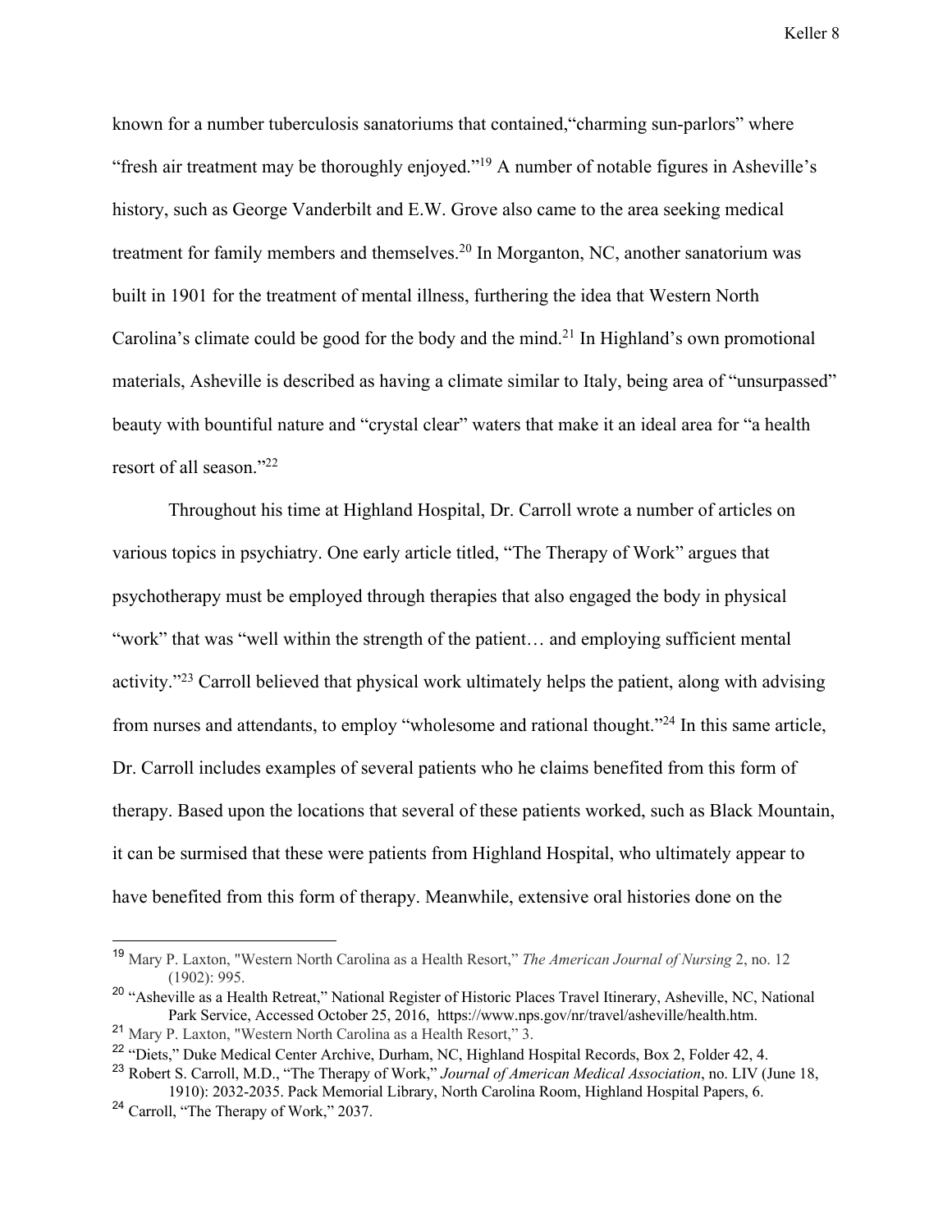known for a number tuberculosis sanatoriums that contained,“charming sun-parlors” where “fresh air treatment may be thoroughly enjoyed.”[19] A number of notable figures in Asheville’s history, such as George Vanderbilt and E.W. Grove also came to the area seeking medical treatment for family members and themselves.[20] In Morganton, NC, another sanatorium was built in 1901 for the treatment of mental illness, furthering the idea that Western North Carolina’s climate could be good for the body and the mind.[21] In Highland’s own promotional materials, Asheville is described as having a climate similar to Italy, being area of “unsurpassed” beauty with bountiful nature and “crystal clear” waters that make it an ideal area for “a health resort of all season.”[22]

Throughout his time at Highland Hospital, Dr. Carroll wrote a number of articles on various topics in psychiatry. One early article titled, “The Therapy of Work” argues that psychotherapy must be employed through therapies that also engaged the body in physical “work” that was “well within the strength of the patient… and employing sufficient mental activity.”[23] Carroll believed that physical work ultimately helps the patient, along with advising from nurses and attendants, to employ “wholesome and rational thought.”[24] In this same article, Dr. Carroll includes examples of several patients who he claims benefited from this form of therapy. Based upon the locations that several of these patients worked, such as Black Mountain, it can be surmised that these were patients from Highland Hospital, who ultimately appear to have benefited from this form of therapy. Meanwhile, extensive oral histories done on the

---

[19] Mary P. Laxton, "Western North Carolina as a Health Resort," *The American Journal of Nursing* 2, no. 12 (1902): 995.

[20] “Asheville as a Health Retreat,” National Register of Historic Places Travel Itinerary, Asheville, NC, National Park Service, Accessed October 25, 2016, https://www.nps.gov/nr/travel/asheville/health.htm.

[21] Mary P. Laxton, "Western North Carolina as a Health Resort," 3.

[22] “Diets,” Duke Medical Center Archive, Durham, NC, Highland Hospital Records, Box 2, Folder 42, 4.

[23] Robert S. Carroll, M.D., “The Therapy of Work,” *Journal of American Medical Association*, no. LIV (June 18, 1910): 2032-2035. Pack Memorial Library, North Carolina Room, Highland Hospital Papers, 6.

[24] Carroll, “The Therapy of Work,” 2037.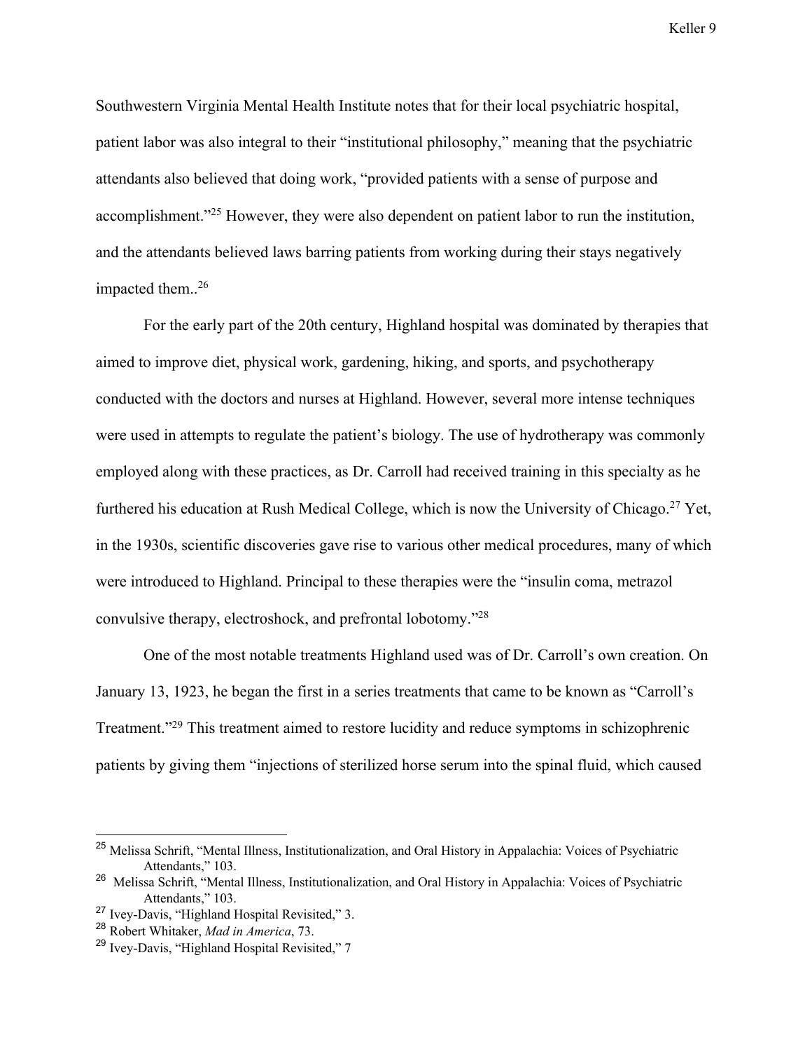Southwestern Virginia Mental Health Institute notes that for their local psychiatric hospital, patient labor was also integral to their "institutional philosophy," meaning that the psychiatric attendants also believed that doing work, "provided patients with a sense of purpose and accomplishment."[25] However, they were also dependent on patient labor to run the institution, and the attendants believed laws barring patients from working during their stays negatively impacted them..[26]

For the early part of the 20th century, Highland hospital was dominated by therapies that aimed to improve diet, physical work, gardening, hiking, and sports, and psychotherapy conducted with the doctors and nurses at Highland. However, several more intense techniques were used in attempts to regulate the patient's biology. The use of hydrotherapy was commonly employed along with these practices, as Dr. Carroll had received training in this specialty as he furthered his education at Rush Medical College, which is now the University of Chicago.[27] Yet, in the 1930s, scientific discoveries gave rise to various other medical procedures, many of which were introduced to Highland. Principal to these therapies were the "insulin coma, metrazol convulsive therapy, electroshock, and prefrontal lobotomy."[28]

One of the most notable treatments Highland used was of Dr. Carroll's own creation. On January 13, 1923, he began the first in a series treatments that came to be known as "Carroll's Treatment."[29] This treatment aimed to restore lucidity and reduce symptoms in schizophrenic patients by giving them "injections of sterilized horse serum into the spinal fluid, which caused

---

[25] Melissa Schrift, "Mental Illness, Institutionalization, and Oral History in Appalachia: Voices of Psychiatric Attendants," 103.

[26] Melissa Schrift, "Mental Illness, Institutionalization, and Oral History in Appalachia: Voices of Psychiatric Attendants," 103.

[27] Ivey-Davis, "Highland Hospital Revisited," 3.

[28] Robert Whitaker, *Mad in America*, 73.

[29] Ivey-Davis, "Highland Hospital Revisited," 7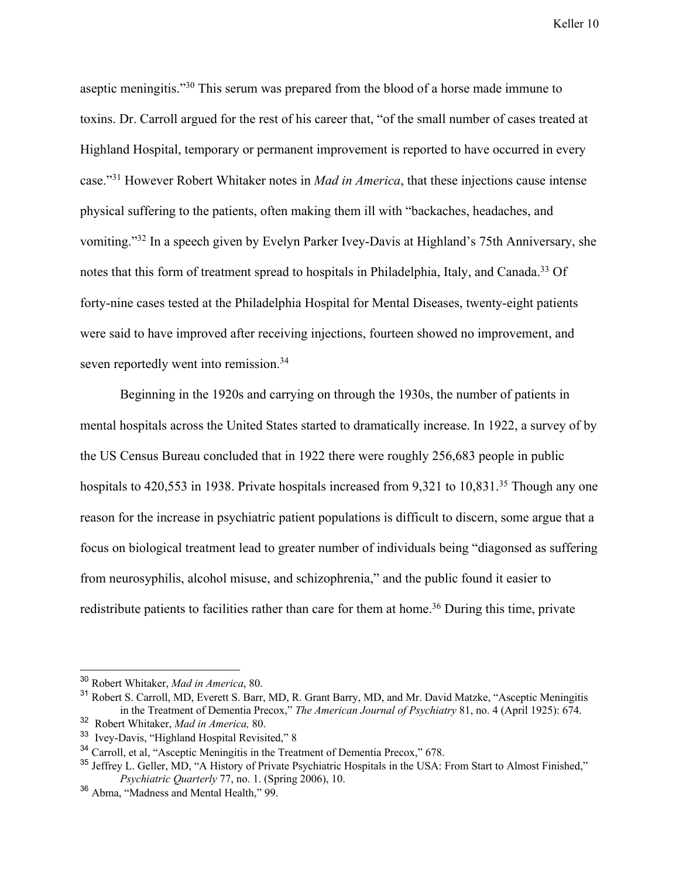aseptic meningitis."[30] This serum was prepared from the blood of a horse made immune to toxins. Dr. Carroll argued for the rest of his career that, "of the small number of cases treated at Highland Hospital, temporary or permanent improvement is reported to have occurred in every case."[31] However Robert Whitaker notes in *Mad in America*, that these injections cause intense physical suffering to the patients, often making them ill with "backaches, headaches, and vomiting."[32] In a speech given by Evelyn Parker Ivey-Davis at Highland's 75th Anniversary, she notes that this form of treatment spread to hospitals in Philadelphia, Italy, and Canada.[33] Of forty-nine cases tested at the Philadelphia Hospital for Mental Diseases, twenty-eight patients were said to have improved after receiving injections, fourteen showed no improvement, and seven reportedly went into remission.[34]

Beginning in the 1920s and carrying on through the 1930s, the number of patients in mental hospitals across the United States started to dramatically increase. In 1922, a survey of by the US Census Bureau concluded that in 1922 there were roughly 256,683 people in public hospitals to 420,553 in 1938. Private hospitals increased from 9,321 to 10,831.[35] Though any one reason for the increase in psychiatric patient populations is difficult to discern, some argue that a focus on biological treatment lead to greater number of individuals being "diagonsed as suffering from neurosyphilis, alcohol misuse, and schizophrenia," and the public found it easier to redistribute patients to facilities rather than care for them at home.[36] During this time, private

---

[30] Robert Whitaker, *Mad in America*, 80.

[31] Robert S. Carroll, MD, Everett S. Barr, MD, R. Grant Barry, MD, and Mr. David Matzke, "Asceptic Meningitis in the Treatment of Dementia Precox," *The American Journal of Psychiatry* 81, no. 4 (April 1925): 674.

[32] Robert Whitaker, *Mad in America,* 80.

[33] Ivey-Davis, "Highland Hospital Revisited," 8

[34] Carroll, et al, "Asceptic Meningitis in the Treatment of Dementia Precox," 678.

[35] Jeffrey L. Geller, MD, "A History of Private Psychiatric Hospitals in the USA: From Start to Almost Finished," *Psychiatric Quarterly* 77, no. 1. (Spring 2006), 10.

[36] Abma, "Madness and Mental Health," 99.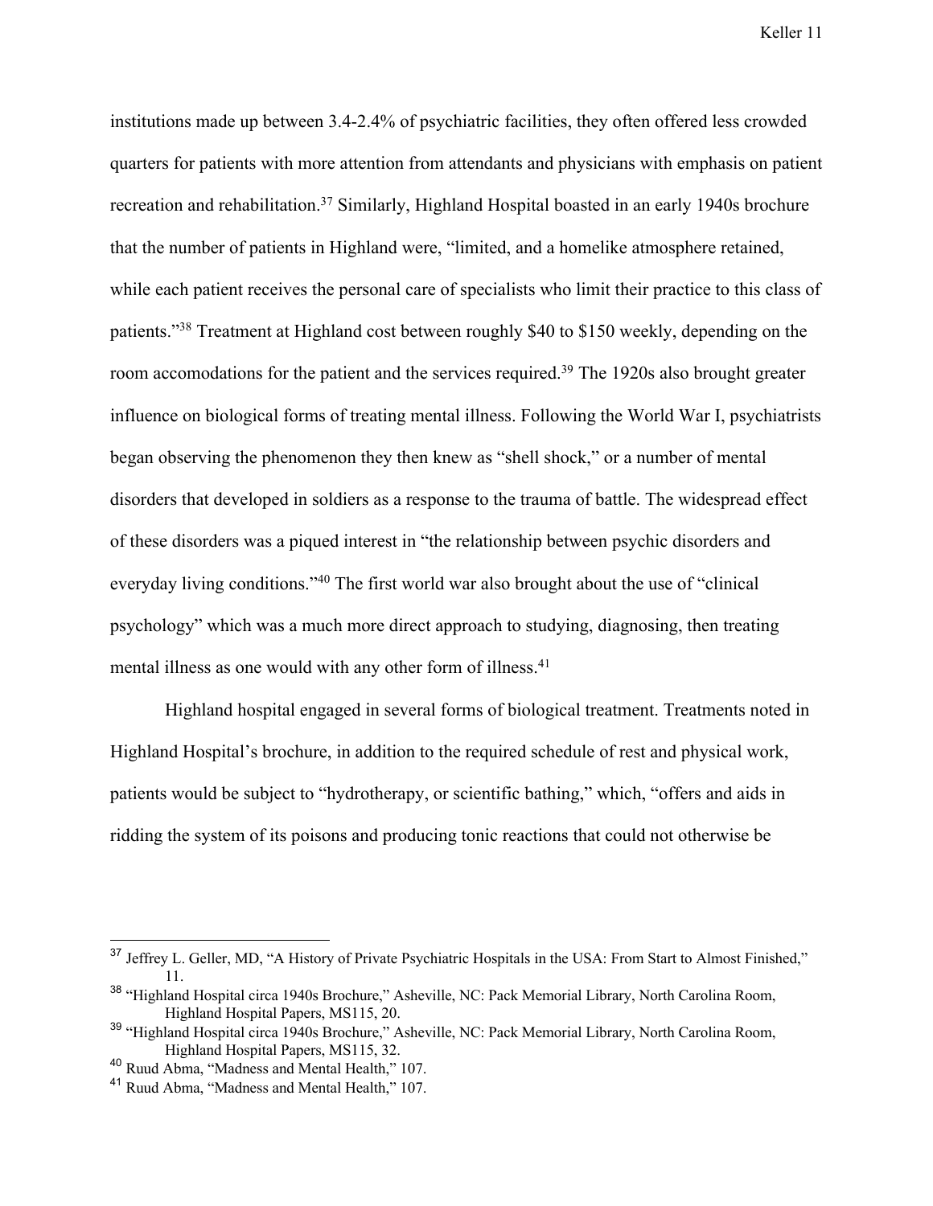institutions made up between 3.4-2.4% of psychiatric facilities, they often offered less crowded quarters for patients with more attention from attendants and physicians with emphasis on patient recreation and rehabilitation.[37] Similarly, Highland Hospital boasted in an early 1940s brochure that the number of patients in Highland were, "limited, and a homelike atmosphere retained, while each patient receives the personal care of specialists who limit their practice to this class of patients."[38] Treatment at Highland cost between roughly $40 to $150 weekly, depending on the room accomodations for the patient and the services required.[39] The 1920s also brought greater influence on biological forms of treating mental illness. Following the World War I, psychiatrists began observing the phenomenon they then knew as "shell shock," or a number of mental disorders that developed in soldiers as a response to the trauma of battle. The widespread effect of these disorders was a piqued interest in "the relationship between psychic disorders and everyday living conditions."[40] The first world war also brought about the use of "clinical psychology" which was a much more direct approach to studying, diagnosing, then treating mental illness as one would with any other form of illness.[41]

Highland hospital engaged in several forms of biological treatment. Treatments noted in Highland Hospital's brochure, in addition to the required schedule of rest and physical work, patients would be subject to "hydrotherapy, or scientific bathing," which, "offers and aids in ridding the system of its poisons and producing tonic reactions that could not otherwise be

---

[37] Jeffrey L. Geller, MD, "A History of Private Psychiatric Hospitals in the USA: From Start to Almost Finished," 11.

[38] "Highland Hospital circa 1940s Brochure," Asheville, NC: Pack Memorial Library, North Carolina Room, Highland Hospital Papers, MS115, 20.

[39] "Highland Hospital circa 1940s Brochure," Asheville, NC: Pack Memorial Library, North Carolina Room, Highland Hospital Papers, MS115, 32.

[40] Ruud Abma, "Madness and Mental Health," 107.

[41] Ruud Abma, "Madness and Mental Health," 107.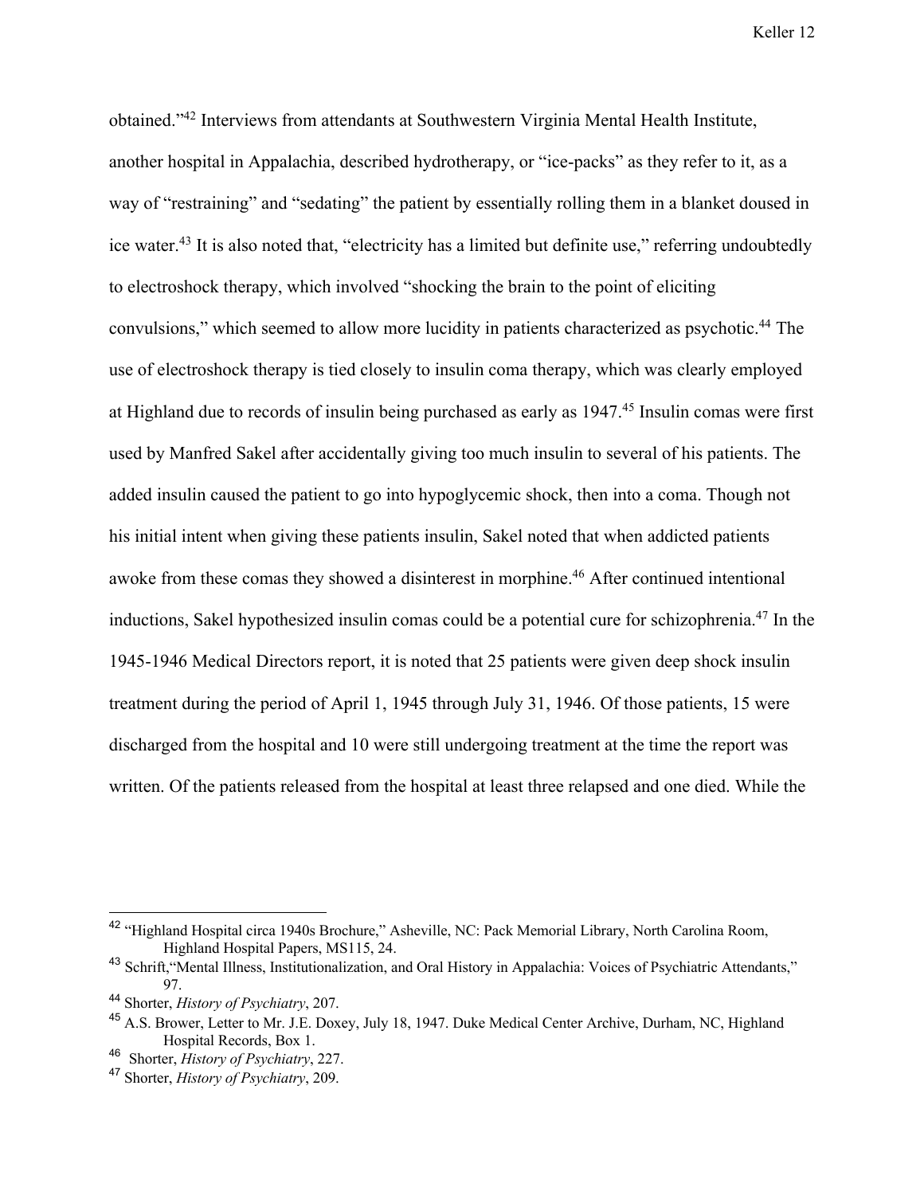obtained."[42] Interviews from attendants at Southwestern Virginia Mental Health Institute, another hospital in Appalachia, described hydrotherapy, or "ice-packs" as they refer to it, as a way of "restraining" and "sedating" the patient by essentially rolling them in a blanket doused in ice water.[43] It is also noted that, "electricity has a limited but definite use," referring undoubtedly to electroshock therapy, which involved "shocking the brain to the point of eliciting convulsions," which seemed to allow more lucidity in patients characterized as psychotic.[44] The use of electroshock therapy is tied closely to insulin coma therapy, which was clearly employed at Highland due to records of insulin being purchased as early as 1947.[45] Insulin comas were first used by Manfred Sakel after accidentally giving too much insulin to several of his patients. The added insulin caused the patient to go into hypoglycemic shock, then into a coma. Though not his initial intent when giving these patients insulin, Sakel noted that when addicted patients awoke from these comas they showed a disinterest in morphine.[46] After continued intentional inductions, Sakel hypothesized insulin comas could be a potential cure for schizophrenia.[47] In the 1945-1946 Medical Directors report, it is noted that 25 patients were given deep shock insulin treatment during the period of April 1, 1945 through July 31, 1946. Of those patients, 15 were discharged from the hospital and 10 were still undergoing treatment at the time the report was written. Of the patients released from the hospital at least three relapsed and one died. While the

---

[42] "Highland Hospital circa 1940s Brochure," Asheville, NC: Pack Memorial Library, North Carolina Room, Highland Hospital Papers, MS115, 24.

[43] Schrift,"Mental Illness, Institutionalization, and Oral History in Appalachia: Voices of Psychiatric Attendants," 97.

[44] Shorter, *History of Psychiatry*, 207.

[45] A.S. Brower, Letter to Mr. J.E. Doxey, July 18, 1947. Duke Medical Center Archive, Durham, NC, Highland Hospital Records, Box 1.

[46] Shorter, *History of Psychiatry*, 227.

[47] Shorter, *History of Psychiatry*, 209.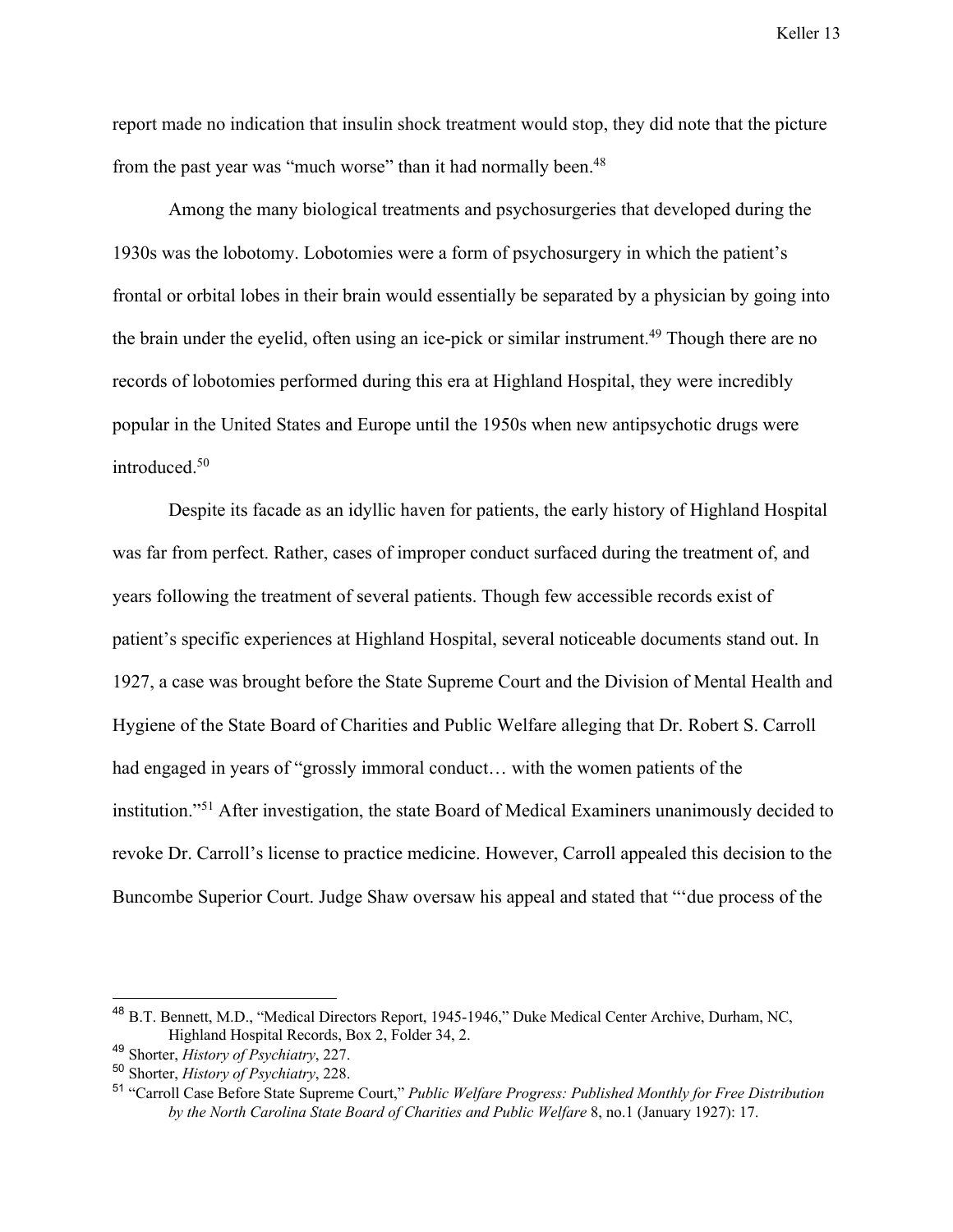report made no indication that insulin shock treatment would stop, they did note that the picture from the past year was "much worse" than it had normally been.[48]

Among the many biological treatments and psychosurgeries that developed during the 1930s was the lobotomy. Lobotomies were a form of psychosurgery in which the patient's frontal or orbital lobes in their brain would essentially be separated by a physician by going into the brain under the eyelid, often using an ice-pick or similar instrument.[49] Though there are no records of lobotomies performed during this era at Highland Hospital, they were incredibly popular in the United States and Europe until the 1950s when new antipsychotic drugs were introduced.[50]

Despite its facade as an idyllic haven for patients, the early history of Highland Hospital was far from perfect. Rather, cases of improper conduct surfaced during the treatment of, and years following the treatment of several patients. Though few accessible records exist of patient's specific experiences at Highland Hospital, several noticeable documents stand out. In 1927, a case was brought before the State Supreme Court and the Division of Mental Health and Hygiene of the State Board of Charities and Public Welfare alleging that Dr. Robert S. Carroll had engaged in years of "grossly immoral conduct… with the women patients of the institution."[51] After investigation, the state Board of Medical Examiners unanimously decided to revoke Dr. Carroll's license to practice medicine. However, Carroll appealed this decision to the Buncombe Superior Court. Judge Shaw oversaw his appeal and stated that "'due process of the

---

[48] B.T. Bennett, M.D., "Medical Directors Report, 1945-1946," Duke Medical Center Archive, Durham, NC, Highland Hospital Records, Box 2, Folder 34, 2.

[49] Shorter, *History of Psychiatry*, 227.

[50] Shorter, *History of Psychiatry*, 228.

[51] "Carroll Case Before State Supreme Court," *Public Welfare Progress: Published Monthly for Free Distribution by the North Carolina State Board of Charities and Public Welfare* 8, no.1 (January 1927): 17.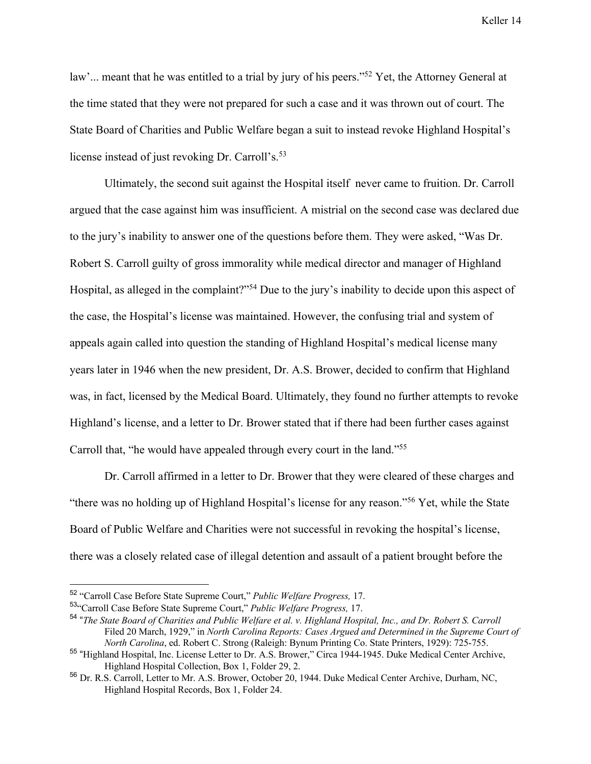law'... meant that he was entitled to a trial by jury of his peers."[52] Yet, the Attorney General at the time stated that they were not prepared for such a case and it was thrown out of court. The State Board of Charities and Public Welfare began a suit to instead revoke Highland Hospital's license instead of just revoking Dr. Carroll's.[53]

Ultimately, the second suit against the Hospital itself never came to fruition. Dr. Carroll argued that the case against him was insufficient. A mistrial on the second case was declared due to the jury's inability to answer one of the questions before them. They were asked, "Was Dr. Robert S. Carroll guilty of gross immorality while medical director and manager of Highland Hospital, as alleged in the complaint?"[54] Due to the jury's inability to decide upon this aspect of the case, the Hospital's license was maintained. However, the confusing trial and system of appeals again called into question the standing of Highland Hospital's medical license many years later in 1946 when the new president, Dr. A.S. Brower, decided to confirm that Highland was, in fact, licensed by the Medical Board. Ultimately, they found no further attempts to revoke Highland's license, and a letter to Dr. Brower stated that if there had been further cases against Carroll that, "he would have appealed through every court in the land."[55]

Dr. Carroll affirmed in a letter to Dr. Brower that they were cleared of these charges and "there was no holding up of Highland Hospital's license for any reason."[56] Yet, while the State Board of Public Welfare and Charities were not successful in revoking the hospital's license, there was a closely related case of illegal detention and assault of a patient brought before the

---

[52] "Carroll Case Before State Supreme Court," *Public Welfare Progress,* 17.

[53] "Carroll Case Before State Supreme Court," *Public Welfare Progress,* 17.

[54] "*The State Board of Charities and Public Welfare et al. v. Highland Hospital, Inc., and Dr. Robert S. Carroll* Filed 20 March, 1929," in *North Carolina Reports: Cases Argued and Determined in the Supreme Court of North Carolina*, ed. Robert C. Strong (Raleigh: Bynum Printing Co. State Printers, 1929): 725-755.

[55] "Highland Hospital, Inc. License Letter to Dr. A.S. Brower," Circa 1944-1945. Duke Medical Center Archive, Highland Hospital Collection, Box 1, Folder 29, 2.

[56] Dr. R.S. Carroll, Letter to Mr. A.S. Brower, October 20, 1944. Duke Medical Center Archive, Durham, NC, Highland Hospital Records, Box 1, Folder 24.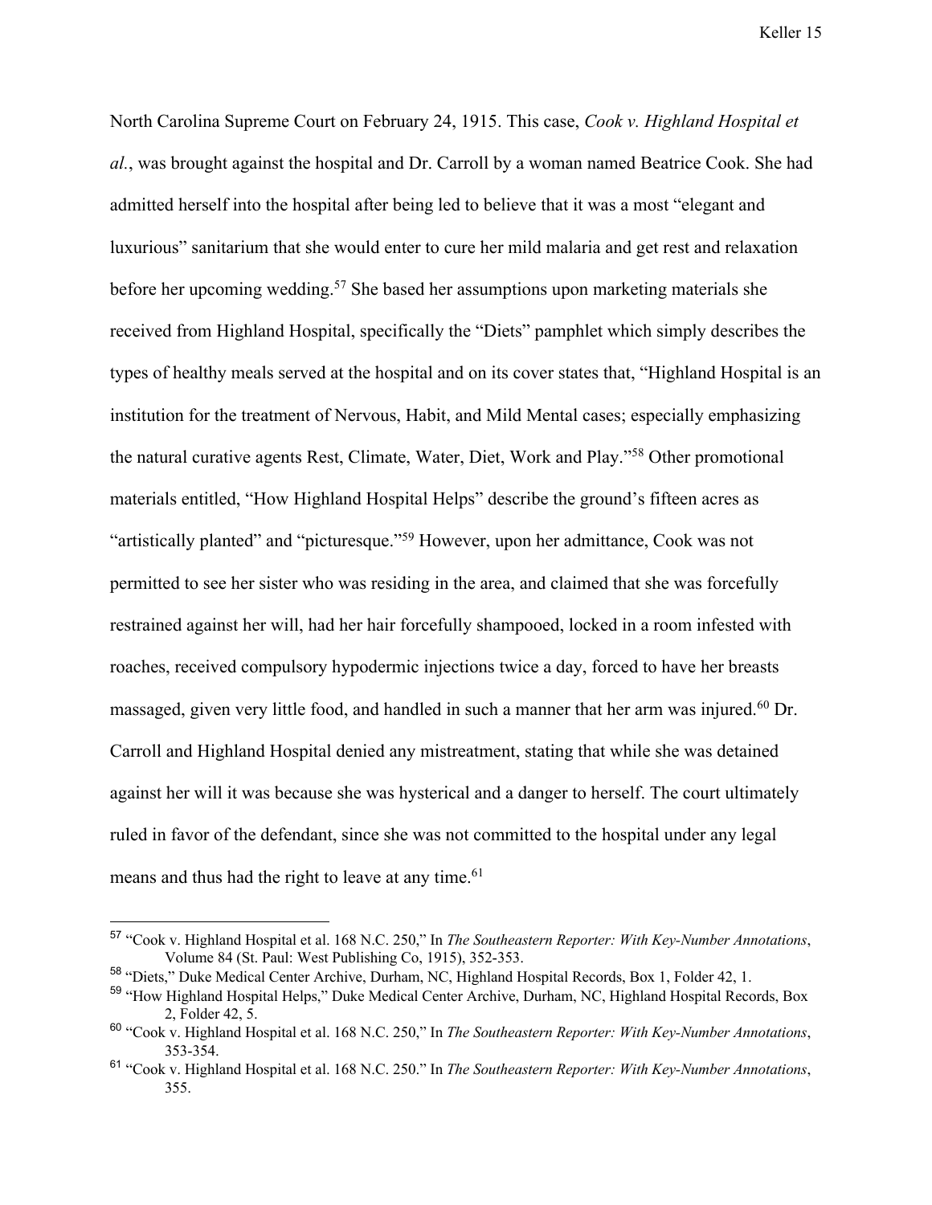North Carolina Supreme Court on February 24, 1915. This case, *Cook v. Highland Hospital et al.*, was brought against the hospital and Dr. Carroll by a woman named Beatrice Cook. She had admitted herself into the hospital after being led to believe that it was a most "elegant and luxurious" sanitarium that she would enter to cure her mild malaria and get rest and relaxation before her upcoming wedding.[57] She based her assumptions upon marketing materials she received from Highland Hospital, specifically the "Diets" pamphlet which simply describes the types of healthy meals served at the hospital and on its cover states that, "Highland Hospital is an institution for the treatment of Nervous, Habit, and Mild Mental cases; especially emphasizing the natural curative agents Rest, Climate, Water, Diet, Work and Play."[58] Other promotional materials entitled, "How Highland Hospital Helps" describe the ground's fifteen acres as "artistically planted" and "picturesque."[59] However, upon her admittance, Cook was not permitted to see her sister who was residing in the area, and claimed that she was forcefully restrained against her will, had her hair forcefully shampooed, locked in a room infested with roaches, received compulsory hypodermic injections twice a day, forced to have her breasts massaged, given very little food, and handled in such a manner that her arm was injured.[60] Dr. Carroll and Highland Hospital denied any mistreatment, stating that while she was detained against her will it was because she was hysterical and a danger to herself. The court ultimately ruled in favor of the defendant, since she was not committed to the hospital under any legal means and thus had the right to leave at any time.[61]

---

[57] "Cook v. Highland Hospital et al. 168 N.C. 250," In *The Southeastern Reporter: With Key-Number Annotations*, Volume 84 (St. Paul: West Publishing Co, 1915), 352-353.

[58] "Diets," Duke Medical Center Archive, Durham, NC, Highland Hospital Records, Box 1, Folder 42, 1.

[59] "How Highland Hospital Helps," Duke Medical Center Archive, Durham, NC, Highland Hospital Records, Box 2, Folder 42, 5.

[60] "Cook v. Highland Hospital et al. 168 N.C. 250," In *The Southeastern Reporter: With Key-Number Annotations*, 353-354.

[61] "Cook v. Highland Hospital et al. 168 N.C. 250." In *The Southeastern Reporter: With Key-Number Annotations*, 355.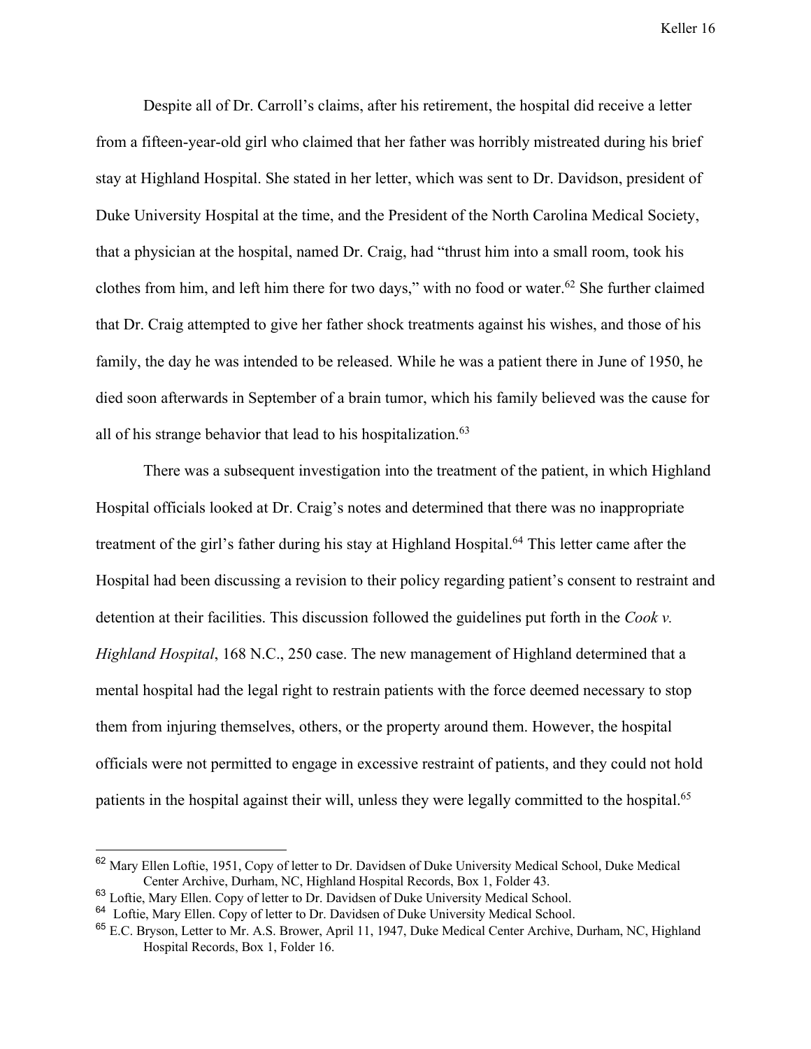Despite all of Dr. Carroll's claims, after his retirement, the hospital did receive a letter from a fifteen-year-old girl who claimed that her father was horribly mistreated during his brief stay at Highland Hospital. She stated in her letter, which was sent to Dr. Davidson, president of Duke University Hospital at the time, and the President of the North Carolina Medical Society, that a physician at the hospital, named Dr. Craig, had "thrust him into a small room, took his clothes from him, and left him there for two days," with no food or water.[62] She further claimed that Dr. Craig attempted to give her father shock treatments against his wishes, and those of his family, the day he was intended to be released. While he was a patient there in June of 1950, he died soon afterwards in September of a brain tumor, which his family believed was the cause for all of his strange behavior that lead to his hospitalization.[63]

There was a subsequent investigation into the treatment of the patient, in which Highland Hospital officials looked at Dr. Craig's notes and determined that there was no inappropriate treatment of the girl's father during his stay at Highland Hospital.[64] This letter came after the Hospital had been discussing a revision to their policy regarding patient's consent to restraint and detention at their facilities. This discussion followed the guidelines put forth in the *Cook v. Highland Hospital*, 168 N.C., 250 case. The new management of Highland determined that a mental hospital had the legal right to restrain patients with the force deemed necessary to stop them from injuring themselves, others, or the property around them. However, the hospital officials were not permitted to engage in excessive restraint of patients, and they could not hold patients in the hospital against their will, unless they were legally committed to the hospital.[65]

---

[62] Mary Ellen Loftie, 1951, Copy of letter to Dr. Davidsen of Duke University Medical School, Duke Medical Center Archive, Durham, NC, Highland Hospital Records, Box 1, Folder 43.

[63] Loftie, Mary Ellen. Copy of letter to Dr. Davidsen of Duke University Medical School.

[64] Loftie, Mary Ellen. Copy of letter to Dr. Davidsen of Duke University Medical School.

[65] E.C. Bryson, Letter to Mr. A.S. Brower, April 11, 1947, Duke Medical Center Archive, Durham, NC, Highland Hospital Records, Box 1, Folder 16.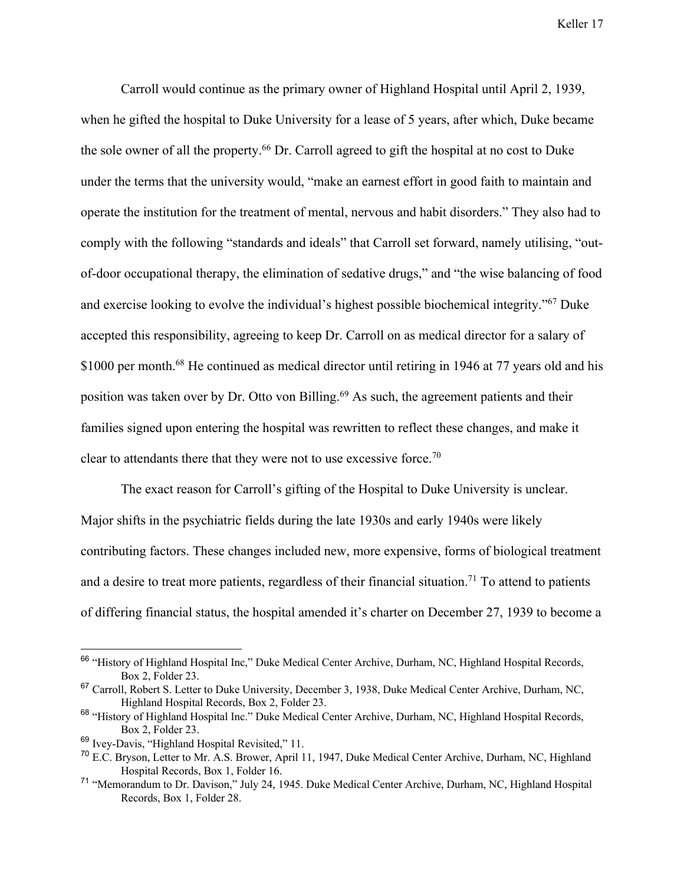Carroll would continue as the primary owner of Highland Hospital until April 2, 1939, when he gifted the hospital to Duke University for a lease of 5 years, after which, Duke became the sole owner of all the property.[66] Dr. Carroll agreed to gift the hospital at no cost to Duke under the terms that the university would, "make an earnest effort in good faith to maintain and operate the institution for the treatment of mental, nervous and habit disorders." They also had to comply with the following "standards and ideals" that Carroll set forward, namely utilising, "out-of-door occupational therapy, the elimination of sedative drugs," and "the wise balancing of food and exercise looking to evolve the individual's highest possible biochemical integrity."[67] Duke accepted this responsibility, agreeing to keep Dr. Carroll on as medical director for a salary of $1000 per month.[68] He continued as medical director until retiring in 1946 at 77 years old and his position was taken over by Dr. Otto von Billing.[69] As such, the agreement patients and their families signed upon entering the hospital was rewritten to reflect these changes, and make it clear to attendants there that they were not to use excessive force.[70]

The exact reason for Carroll's gifting of the Hospital to Duke University is unclear. Major shifts in the psychiatric fields during the late 1930s and early 1940s were likely contributing factors. These changes included new, more expensive, forms of biological treatment and a desire to treat more patients, regardless of their financial situation.[71] To attend to patients of differing financial status, the hospital amended it's charter on December 27, 1939 to become a

---

[66] "History of Highland Hospital Inc," Duke Medical Center Archive, Durham, NC, Highland Hospital Records, Box 2, Folder 23.

[67] Carroll, Robert S. Letter to Duke University, December 3, 1938, Duke Medical Center Archive, Durham, NC, Highland Hospital Records, Box 2, Folder 23.

[68] "History of Highland Hospital Inc." Duke Medical Center Archive, Durham, NC, Highland Hospital Records, Box 2, Folder 23.

[69] Ivey-Davis, "Highland Hospital Revisited," 11.

[70] E.C. Bryson, Letter to Mr. A.S. Brower, April 11, 1947, Duke Medical Center Archive, Durham, NC, Highland Hospital Records, Box 1, Folder 16.

[71] "Memorandum to Dr. Davison," July 24, 1945. Duke Medical Center Archive, Durham, NC, Highland Hospital Records, Box 1, Folder 28.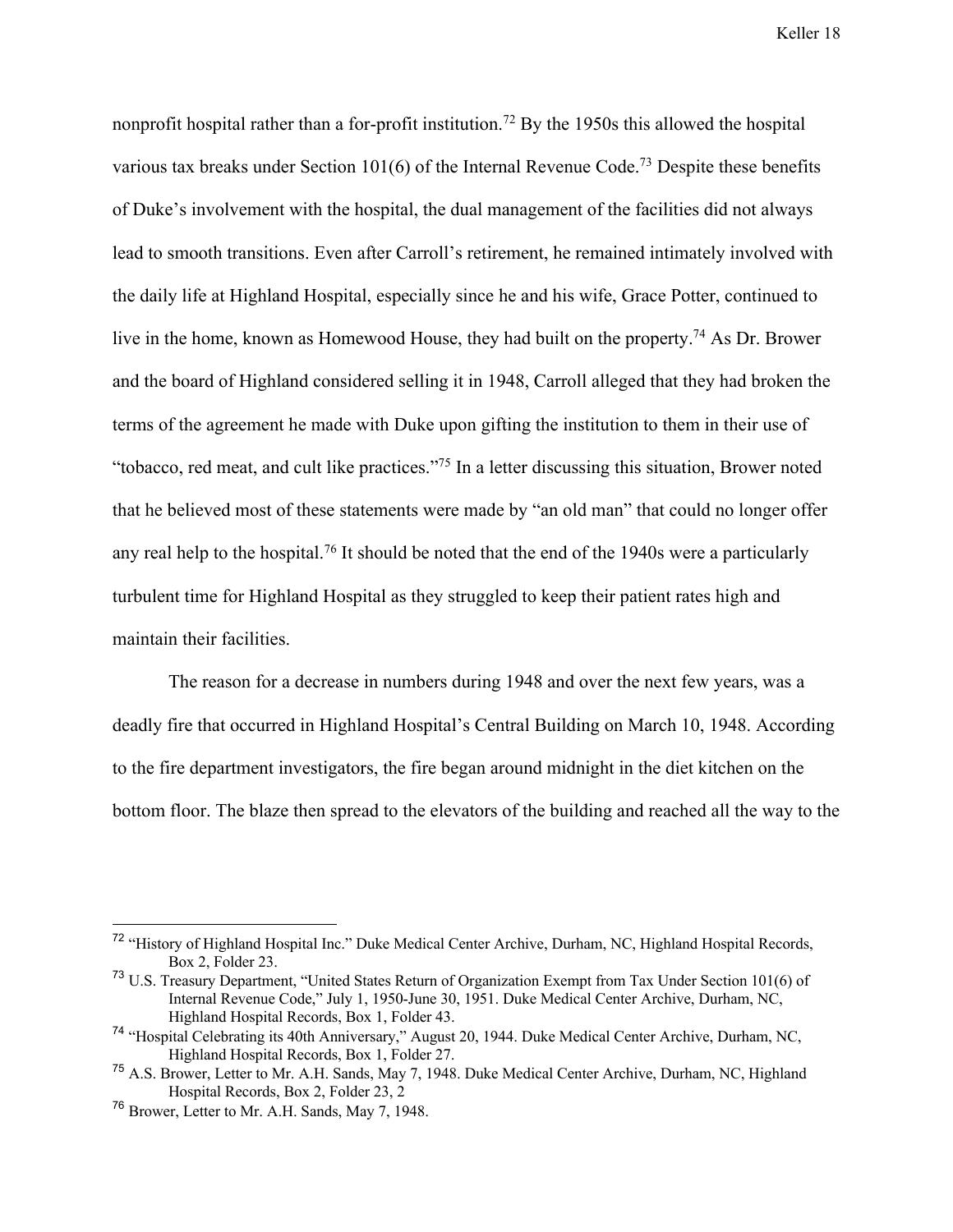nonprofit hospital rather than a for-profit institution.[72] By the 1950s this allowed the hospital various tax breaks under Section 101(6) of the Internal Revenue Code.[73] Despite these benefits of Duke's involvement with the hospital, the dual management of the facilities did not always lead to smooth transitions. Even after Carroll's retirement, he remained intimately involved with the daily life at Highland Hospital, especially since he and his wife, Grace Potter, continued to live in the home, known as Homewood House, they had built on the property.[74] As Dr. Brower and the board of Highland considered selling it in 1948, Carroll alleged that they had broken the terms of the agreement he made with Duke upon gifting the institution to them in their use of "tobacco, red meat, and cult like practices."[75] In a letter discussing this situation, Brower noted that he believed most of these statements were made by "an old man" that could no longer offer any real help to the hospital.[76] It should be noted that the end of the 1940s were a particularly turbulent time for Highland Hospital as they struggled to keep their patient rates high and maintain their facilities.

The reason for a decrease in numbers during 1948 and over the next few years, was a deadly fire that occurred in Highland Hospital's Central Building on March 10, 1948. According to the fire department investigators, the fire began around midnight in the diet kitchen on the bottom floor. The blaze then spread to the elevators of the building and reached all the way to the

---

[72] "History of Highland Hospital Inc." Duke Medical Center Archive, Durham, NC, Highland Hospital Records, Box 2, Folder 23.

[73] U.S. Treasury Department, "United States Return of Organization Exempt from Tax Under Section 101(6) of Internal Revenue Code," July 1, 1950-June 30, 1951. Duke Medical Center Archive, Durham, NC, Highland Hospital Records, Box 1, Folder 43.

[74] "Hospital Celebrating its 40th Anniversary," August 20, 1944. Duke Medical Center Archive, Durham, NC, Highland Hospital Records, Box 1, Folder 27.

[75] A.S. Brower, Letter to Mr. A.H. Sands, May 7, 1948. Duke Medical Center Archive, Durham, NC, Highland Hospital Records, Box 2, Folder 23, 2

[76] Brower, Letter to Mr. A.H. Sands, May 7, 1948.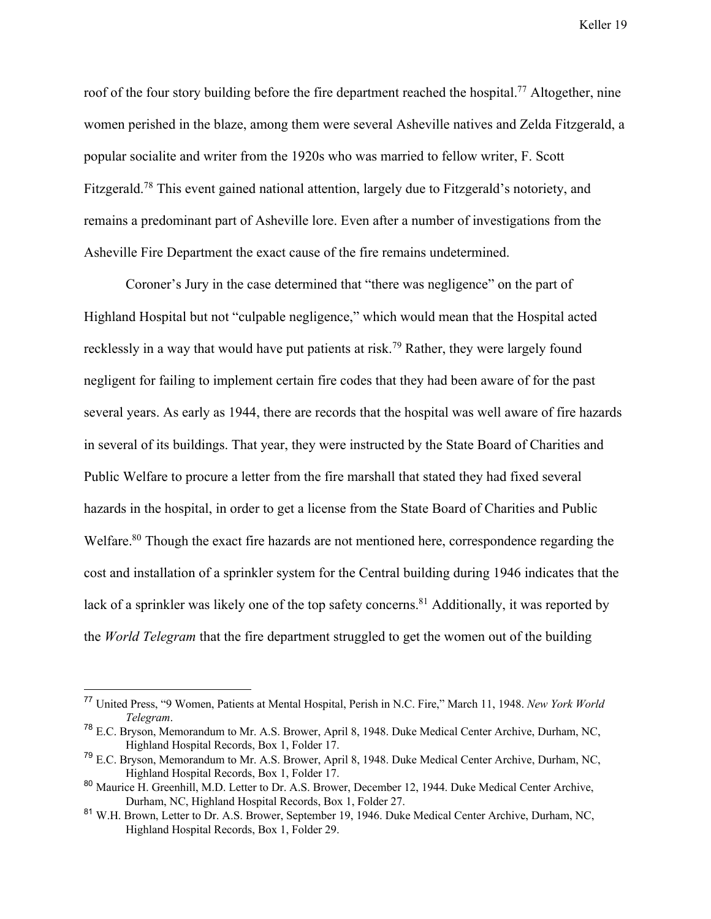roof of the four story building before the fire department reached the hospital.[77] Altogether, nine women perished in the blaze, among them were several Asheville natives and Zelda Fitzgerald, a popular socialite and writer from the 1920s who was married to fellow writer, F. Scott Fitzgerald.[78] This event gained national attention, largely due to Fitzgerald's notoriety, and remains a predominant part of Asheville lore. Even after a number of investigations from the Asheville Fire Department the exact cause of the fire remains undetermined.

Coroner's Jury in the case determined that "there was negligence" on the part of Highland Hospital but not "culpable negligence," which would mean that the Hospital acted recklessly in a way that would have put patients at risk.[79] Rather, they were largely found negligent for failing to implement certain fire codes that they had been aware of for the past several years. As early as 1944, there are records that the hospital was well aware of fire hazards in several of its buildings. That year, they were instructed by the State Board of Charities and Public Welfare to procure a letter from the fire marshall that stated they had fixed several hazards in the hospital, in order to get a license from the State Board of Charities and Public Welfare.[80] Though the exact fire hazards are not mentioned here, correspondence regarding the cost and installation of a sprinkler system for the Central building during 1946 indicates that the lack of a sprinkler was likely one of the top safety concerns.[81] Additionally, it was reported by the *World Telegram* that the fire department struggled to get the women out of the building

---

[77] United Press, "9 Women, Patients at Mental Hospital, Perish in N.C. Fire," March 11, 1948. *New York World Telegram*.

[78] E.C. Bryson, Memorandum to Mr. A.S. Brower, April 8, 1948. Duke Medical Center Archive, Durham, NC, Highland Hospital Records, Box 1, Folder 17.

[79] E.C. Bryson, Memorandum to Mr. A.S. Brower, April 8, 1948. Duke Medical Center Archive, Durham, NC, Highland Hospital Records, Box 1, Folder 17.

[80] Maurice H. Greenhill, M.D. Letter to Dr. A.S. Brower, December 12, 1944. Duke Medical Center Archive, Durham, NC, Highland Hospital Records, Box 1, Folder 27.

[81] W.H. Brown, Letter to Dr. A.S. Brower, September 19, 1946. Duke Medical Center Archive, Durham, NC, Highland Hospital Records, Box 1, Folder 29.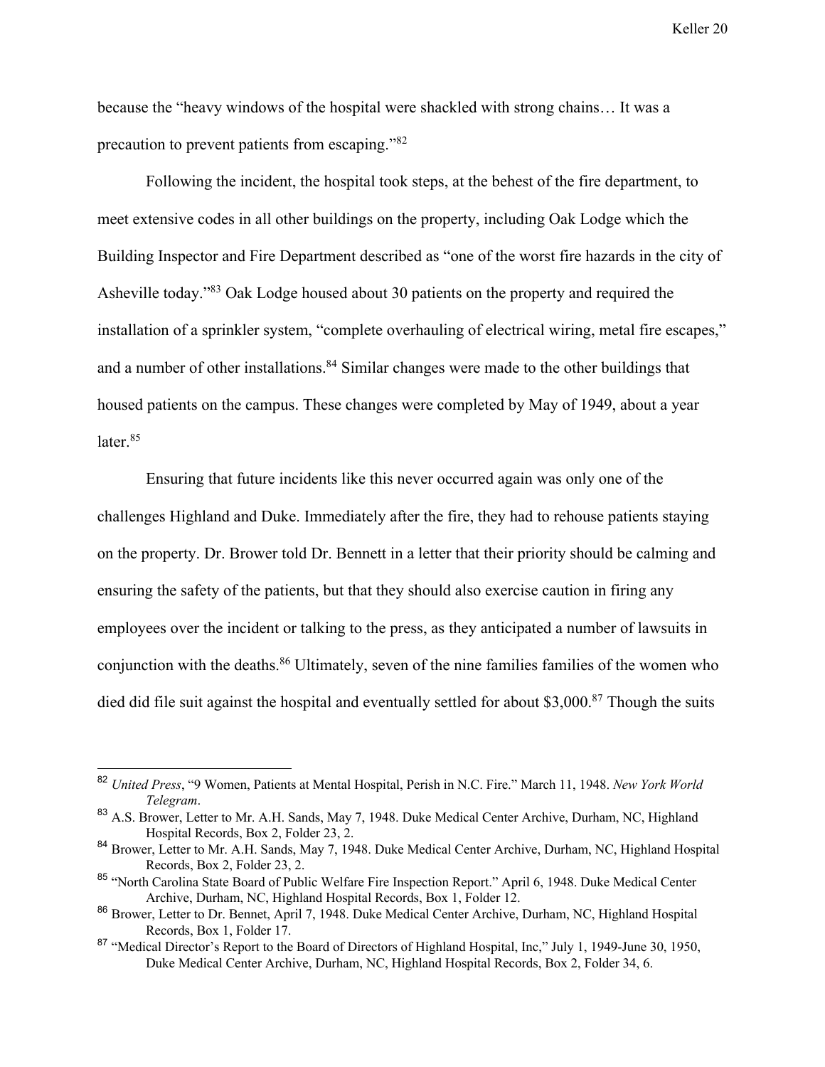because the "heavy windows of the hospital were shackled with strong chains… It was a precaution to prevent patients from escaping."[82]

Following the incident, the hospital took steps, at the behest of the fire department, to meet extensive codes in all other buildings on the property, including Oak Lodge which the Building Inspector and Fire Department described as "one of the worst fire hazards in the city of Asheville today."[83] Oak Lodge housed about 30 patients on the property and required the installation of a sprinkler system, "complete overhauling of electrical wiring, metal fire escapes," and a number of other installations.[84] Similar changes were made to the other buildings that housed patients on the campus. These changes were completed by May of 1949, about a year later.[85]

Ensuring that future incidents like this never occurred again was only one of the challenges Highland and Duke. Immediately after the fire, they had to rehouse patients staying on the property. Dr. Brower told Dr. Bennett in a letter that their priority should be calming and ensuring the safety of the patients, but that they should also exercise caution in firing any employees over the incident or talking to the press, as they anticipated a number of lawsuits in conjunction with the deaths.[86] Ultimately, seven of the nine families families of the women who died did file suit against the hospital and eventually settled for about $3,000.[87] Though the suits

---

[82] *United Press*, "9 Women, Patients at Mental Hospital, Perish in N.C. Fire." March 11, 1948. *New York World Telegram*.

[83] A.S. Brower, Letter to Mr. A.H. Sands, May 7, 1948. Duke Medical Center Archive, Durham, NC, Highland Hospital Records, Box 2, Folder 23, 2.

[84] Brower, Letter to Mr. A.H. Sands, May 7, 1948. Duke Medical Center Archive, Durham, NC, Highland Hospital Records, Box 2, Folder 23, 2.

[85] "North Carolina State Board of Public Welfare Fire Inspection Report." April 6, 1948. Duke Medical Center Archive, Durham, NC, Highland Hospital Records, Box 1, Folder 12.

[86] Brower, Letter to Dr. Bennet, April 7, 1948. Duke Medical Center Archive, Durham, NC, Highland Hospital Records, Box 1, Folder 17.

[87] "Medical Director's Report to the Board of Directors of Highland Hospital, Inc," July 1, 1949-June 30, 1950, Duke Medical Center Archive, Durham, NC, Highland Hospital Records, Box 2, Folder 34, 6.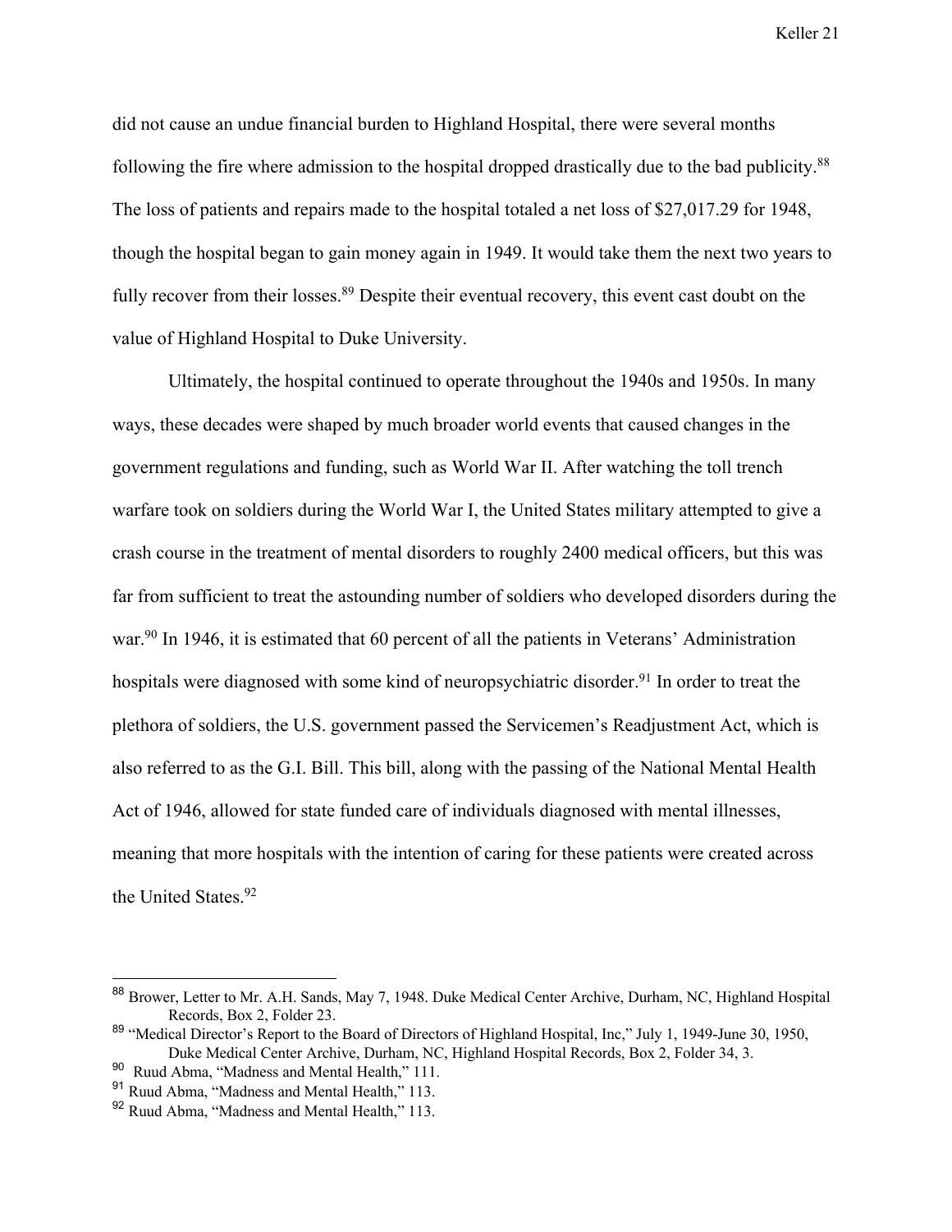did not cause an undue financial burden to Highland Hospital, there were several months following the fire where admission to the hospital dropped drastically due to the bad publicity.[88] The loss of patients and repairs made to the hospital totaled a net loss of $27,017.29 for 1948, though the hospital began to gain money again in 1949. It would take them the next two years to fully recover from their losses.[89] Despite their eventual recovery, this event cast doubt on the value of Highland Hospital to Duke University.

Ultimately, the hospital continued to operate throughout the 1940s and 1950s. In many ways, these decades were shaped by much broader world events that caused changes in the government regulations and funding, such as World War II. After watching the toll trench warfare took on soldiers during the World War I, the United States military attempted to give a crash course in the treatment of mental disorders to roughly 2400 medical officers, but this was far from sufficient to treat the astounding number of soldiers who developed disorders during the war.[90] In 1946, it is estimated that 60 percent of all the patients in Veterans' Administration hospitals were diagnosed with some kind of neuropsychiatric disorder.[91] In order to treat the plethora of soldiers, the U.S. government passed the Servicemen's Readjustment Act, which is also referred to as the G.I. Bill. This bill, along with the passing of the National Mental Health Act of 1946, allowed for state funded care of individuals diagnosed with mental illnesses, meaning that more hospitals with the intention of caring for these patients were created across the United States.[92]

---

[88] Brower, Letter to Mr. A.H. Sands, May 7, 1948. Duke Medical Center Archive, Durham, NC, Highland Hospital Records, Box 2, Folder 23.

[89] "Medical Director's Report to the Board of Directors of Highland Hospital, Inc," July 1, 1949-June 30, 1950, Duke Medical Center Archive, Durham, NC, Highland Hospital Records, Box 2, Folder 34, 3.

[90] Ruud Abma, "Madness and Mental Health," 111.

[91] Ruud Abma, "Madness and Mental Health," 113.

[92] Ruud Abma, "Madness and Mental Health," 113.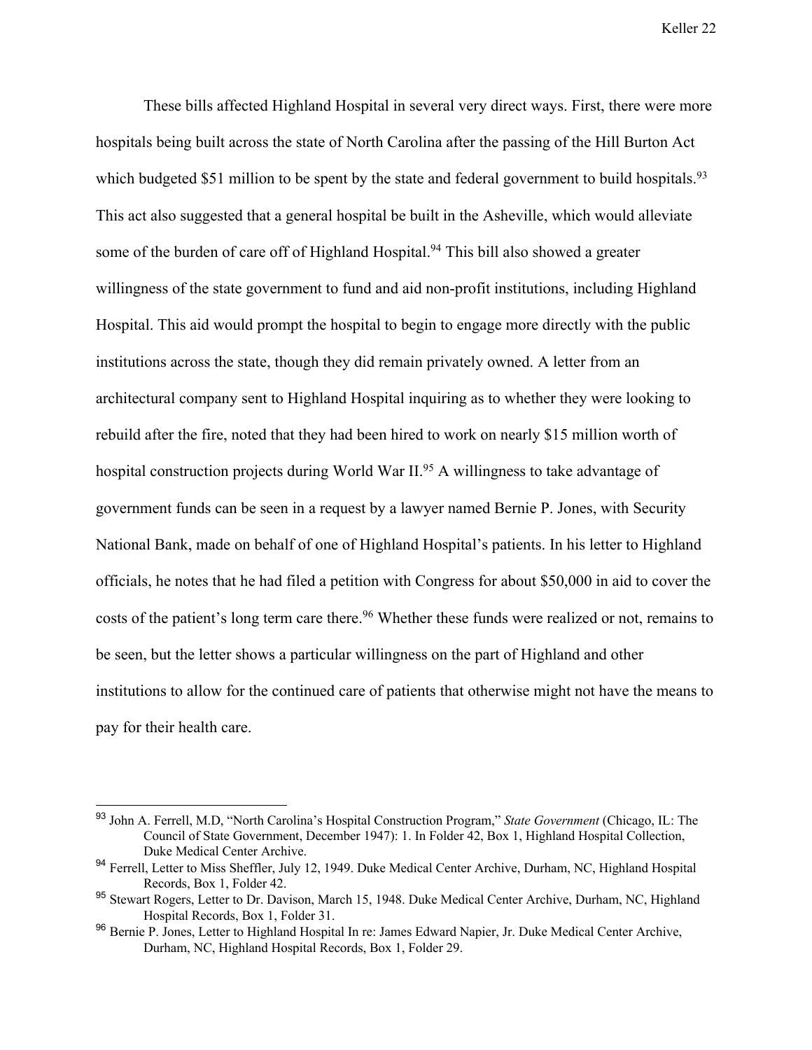These bills affected Highland Hospital in several very direct ways. First, there were more hospitals being built across the state of North Carolina after the passing of the Hill Burton Act which budgeted \$51 million to be spent by the state and federal government to build hospitals.[93] This act also suggested that a general hospital be built in the Asheville, which would alleviate some of the burden of care off of Highland Hospital.[94] This bill also showed a greater willingness of the state government to fund and aid non-profit institutions, including Highland Hospital. This aid would prompt the hospital to begin to engage more directly with the public institutions across the state, though they did remain privately owned. A letter from an architectural company sent to Highland Hospital inquiring as to whether they were looking to rebuild after the fire, noted that they had been hired to work on nearly \$15 million worth of hospital construction projects during World War II.[95] A willingness to take advantage of government funds can be seen in a request by a lawyer named Bernie P. Jones, with Security National Bank, made on behalf of one of Highland Hospital's patients. In his letter to Highland officials, he notes that he had filed a petition with Congress for about \$50,000 in aid to cover the costs of the patient's long term care there.[96] Whether these funds were realized or not, remains to be seen, but the letter shows a particular willingness on the part of Highland and other institutions to allow for the continued care of patients that otherwise might not have the means to pay for their health care.

---

[93] John A. Ferrell, M.D, "North Carolina's Hospital Construction Program," *State Government* (Chicago, IL: The Council of State Government, December 1947): 1. In Folder 42, Box 1, Highland Hospital Collection, Duke Medical Center Archive.

[94] Ferrell, Letter to Miss Sheffler, July 12, 1949. Duke Medical Center Archive, Durham, NC, Highland Hospital Records, Box 1, Folder 42.

[95] Stewart Rogers, Letter to Dr. Davison, March 15, 1948. Duke Medical Center Archive, Durham, NC, Highland Hospital Records, Box 1, Folder 31.

[96] Bernie P. Jones, Letter to Highland Hospital In re: James Edward Napier, Jr. Duke Medical Center Archive, Durham, NC, Highland Hospital Records, Box 1, Folder 29.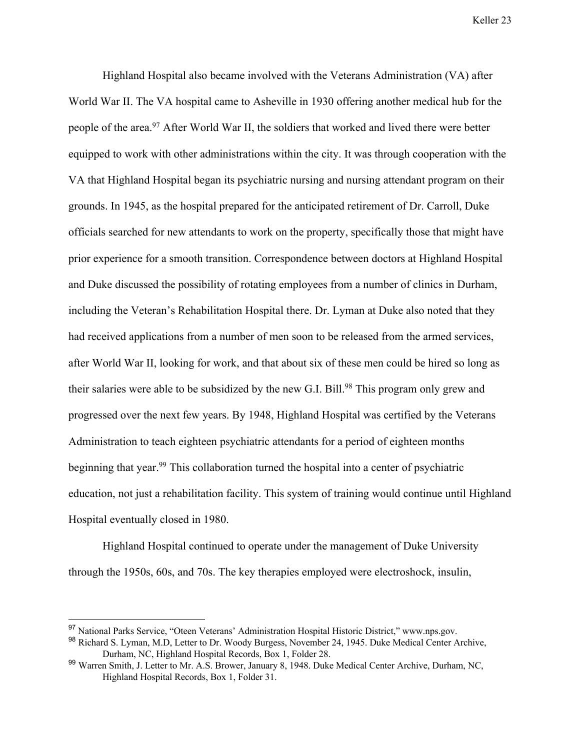Highland Hospital also became involved with the Veterans Administration (VA) after World War II. The VA hospital came to Asheville in 1930 offering another medical hub for the people of the area.[97] After World War II, the soldiers that worked and lived there were better equipped to work with other administrations within the city. It was through cooperation with the VA that Highland Hospital began its psychiatric nursing and nursing attendant program on their grounds. In 1945, as the hospital prepared for the anticipated retirement of Dr. Carroll, Duke officials searched for new attendants to work on the property, specifically those that might have prior experience for a smooth transition. Correspondence between doctors at Highland Hospital and Duke discussed the possibility of rotating employees from a number of clinics in Durham, including the Veteran's Rehabilitation Hospital there. Dr. Lyman at Duke also noted that they had received applications from a number of men soon to be released from the armed services, after World War II, looking for work, and that about six of these men could be hired so long as their salaries were able to be subsidized by the new G.I. Bill.[98] This program only grew and progressed over the next few years. By 1948, Highland Hospital was certified by the Veterans Administration to teach eighteen psychiatric attendants for a period of eighteen months beginning that year.[99] This collaboration turned the hospital into a center of psychiatric education, not just a rehabilitation facility. This system of training would continue until Highland Hospital eventually closed in 1980.

Highland Hospital continued to operate under the management of Duke University through the 1950s, 60s, and 70s. The key therapies employed were electroshock, insulin,

---

[97] National Parks Service, "Oteen Veterans' Administration Hospital Historic District," www.nps.gov.

[98] Richard S. Lyman, M.D, Letter to Dr. Woody Burgess, November 24, 1945. Duke Medical Center Archive, Durham, NC, Highland Hospital Records, Box 1, Folder 28.

[99] Warren Smith, J. Letter to Mr. A.S. Brower, January 8, 1948. Duke Medical Center Archive, Durham, NC, Highland Hospital Records, Box 1, Folder 31.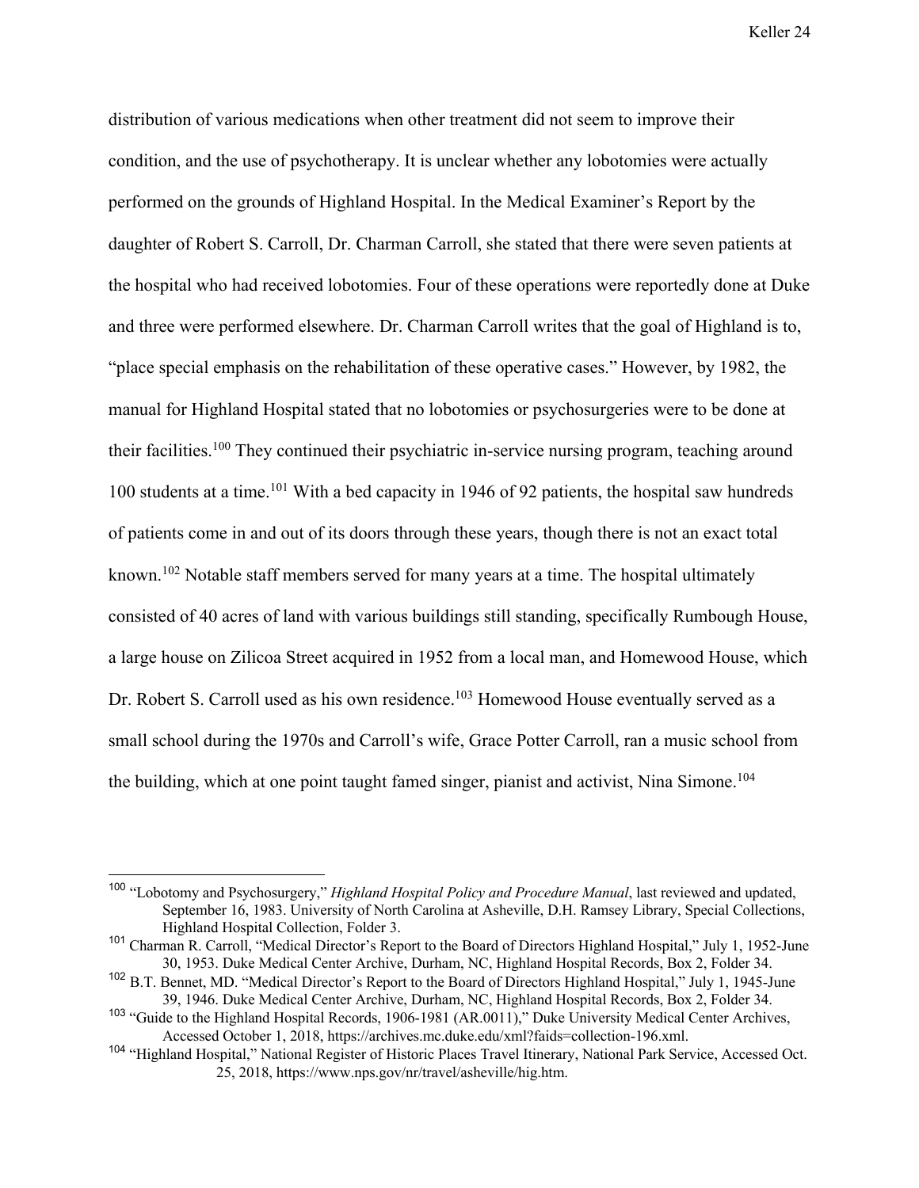distribution of various medications when other treatment did not seem to improve their condition, and the use of psychotherapy. It is unclear whether any lobotomies were actually performed on the grounds of Highland Hospital. In the Medical Examiner's Report by the daughter of Robert S. Carroll, Dr. Charman Carroll, she stated that there were seven patients at the hospital who had received lobotomies. Four of these operations were reportedly done at Duke and three were performed elsewhere. Dr. Charman Carroll writes that the goal of Highland is to, "place special emphasis on the rehabilitation of these operative cases." However, by 1982, the manual for Highland Hospital stated that no lobotomies or psychosurgeries were to be done at their facilities.[100] They continued their psychiatric in-service nursing program, teaching around 100 students at a time.[101] With a bed capacity in 1946 of 92 patients, the hospital saw hundreds of patients come in and out of its doors through these years, though there is not an exact total known.[102] Notable staff members served for many years at a time. The hospital ultimately consisted of 40 acres of land with various buildings still standing, specifically Rumbough House, a large house on Zilicoa Street acquired in 1952 from a local man, and Homewood House, which Dr. Robert S. Carroll used as his own residence.[103] Homewood House eventually served as a small school during the 1970s and Carroll's wife, Grace Potter Carroll, ran a music school from the building, which at one point taught famed singer, pianist and activist, Nina Simone.[104]

---

[100] "Lobotomy and Psychosurgery," *Highland Hospital Policy and Procedure Manual*, last reviewed and updated, September 16, 1983. University of North Carolina at Asheville, D.H. Ramsey Library, Special Collections, Highland Hospital Collection, Folder 3.

[101] Charman R. Carroll, "Medical Director's Report to the Board of Directors Highland Hospital," July 1, 1952-June 30, 1953. Duke Medical Center Archive, Durham, NC, Highland Hospital Records, Box 2, Folder 34.

[102] B.T. Bennet, MD. "Medical Director's Report to the Board of Directors Highland Hospital," July 1, 1945-June 39, 1946. Duke Medical Center Archive, Durham, NC, Highland Hospital Records, Box 2, Folder 34.

[103] "Guide to the Highland Hospital Records, 1906-1981 (AR.0011)," Duke University Medical Center Archives, Accessed October 1, 2018, https://archives.mc.duke.edu/xml?faids=collection-196.xml.

[104] "Highland Hospital," National Register of Historic Places Travel Itinerary, National Park Service, Accessed Oct. 25, 2018, https://www.nps.gov/nr/travel/asheville/hig.htm.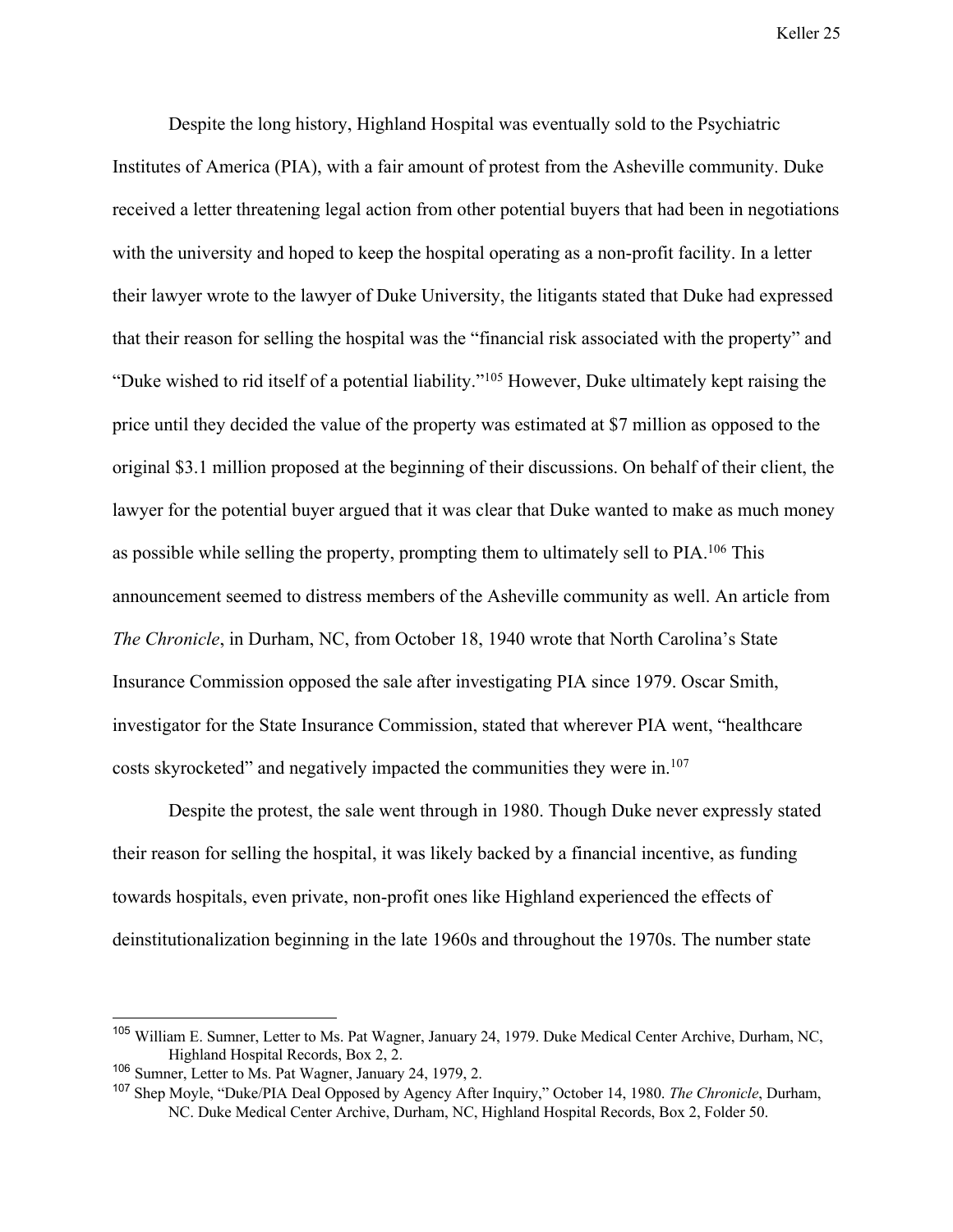Despite the long history, Highland Hospital was eventually sold to the Psychiatric Institutes of America (PIA), with a fair amount of protest from the Asheville community. Duke received a letter threatening legal action from other potential buyers that had been in negotiations with the university and hoped to keep the hospital operating as a non-profit facility. In a letter their lawyer wrote to the lawyer of Duke University, the litigants stated that Duke had expressed that their reason for selling the hospital was the "financial risk associated with the property" and "Duke wished to rid itself of a potential liability."[105] However, Duke ultimately kept raising the price until they decided the value of the property was estimated at $7 million as opposed to the original $3.1 million proposed at the beginning of their discussions. On behalf of their client, the lawyer for the potential buyer argued that it was clear that Duke wanted to make as much money as possible while selling the property, prompting them to ultimately sell to PIA.[106] This announcement seemed to distress members of the Asheville community as well. An article from *The Chronicle*, in Durham, NC, from October 18, 1940 wrote that North Carolina's State Insurance Commission opposed the sale after investigating PIA since 1979. Oscar Smith, investigator for the State Insurance Commission, stated that wherever PIA went, "healthcare costs skyrocketed" and negatively impacted the communities they were in.[107]

Despite the protest, the sale went through in 1980. Though Duke never expressly stated their reason for selling the hospital, it was likely backed by a financial incentive, as funding towards hospitals, even private, non-profit ones like Highland experienced the effects of deinstitutionalization beginning in the late 1960s and throughout the 1970s. The number state

---

[105] William E. Sumner, Letter to Ms. Pat Wagner, January 24, 1979. Duke Medical Center Archive, Durham, NC, Highland Hospital Records, Box 2, 2.

[106] Sumner, Letter to Ms. Pat Wagner, January 24, 1979, 2.

[107] Shep Moyle, "Duke/PIA Deal Opposed by Agency After Inquiry," October 14, 1980. *The Chronicle*, Durham, NC. Duke Medical Center Archive, Durham, NC, Highland Hospital Records, Box 2, Folder 50.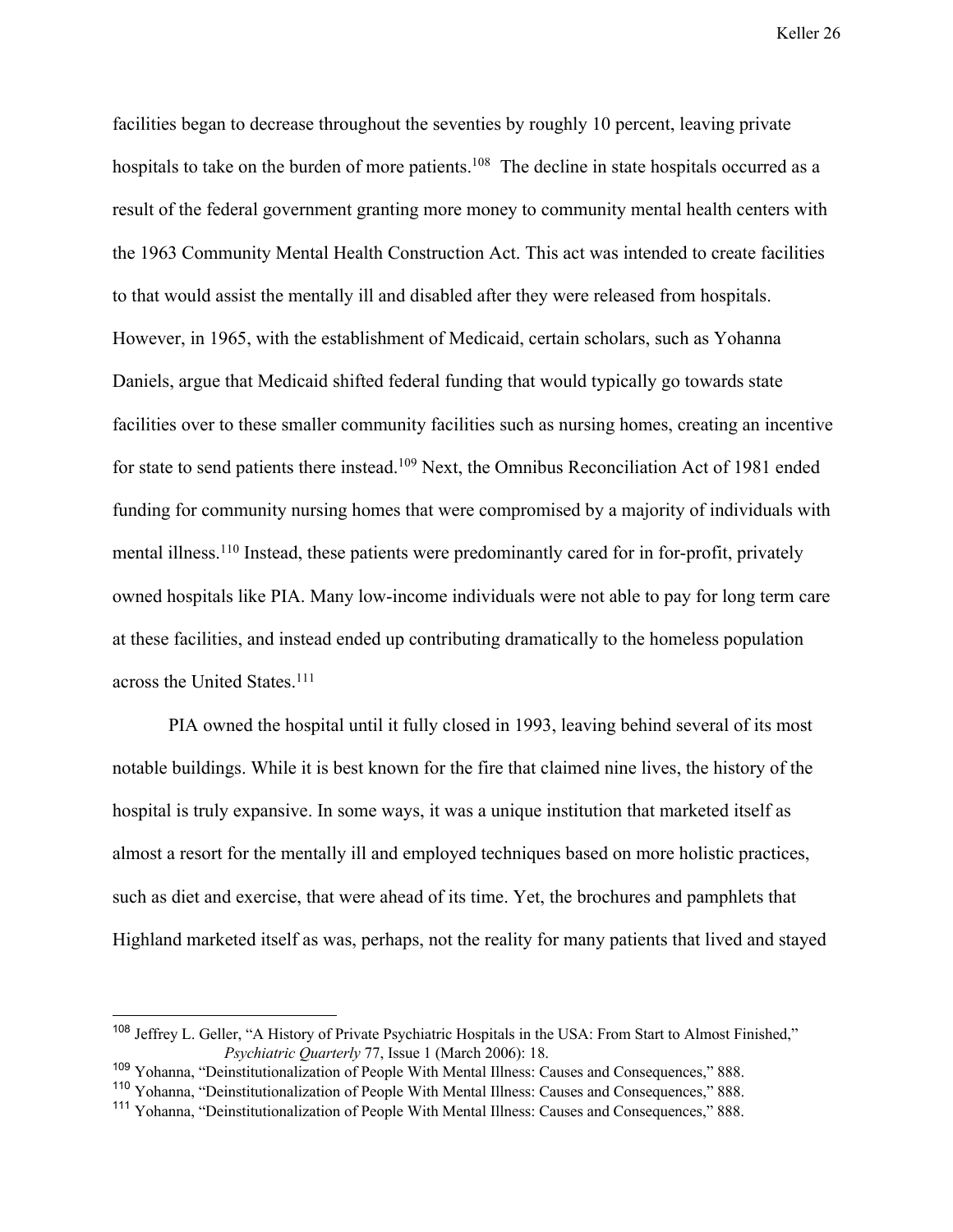facilities began to decrease throughout the seventies by roughly 10 percent, leaving private hospitals to take on the burden of more patients.[108] The decline in state hospitals occurred as a result of the federal government granting more money to community mental health centers with the 1963 Community Mental Health Construction Act. This act was intended to create facilities to that would assist the mentally ill and disabled after they were released from hospitals. However, in 1965, with the establishment of Medicaid, certain scholars, such as Yohanna Daniels, argue that Medicaid shifted federal funding that would typically go towards state facilities over to these smaller community facilities such as nursing homes, creating an incentive for state to send patients there instead.[109] Next, the Omnibus Reconciliation Act of 1981 ended funding for community nursing homes that were compromised by a majority of individuals with mental illness.[110] Instead, these patients were predominantly cared for in for-profit, privately owned hospitals like PIA. Many low-income individuals were not able to pay for long term care at these facilities, and instead ended up contributing dramatically to the homeless population across the United States.[111]

PIA owned the hospital until it fully closed in 1993, leaving behind several of its most notable buildings. While it is best known for the fire that claimed nine lives, the history of the hospital is truly expansive. In some ways, it was a unique institution that marketed itself as almost a resort for the mentally ill and employed techniques based on more holistic practices, such as diet and exercise, that were ahead of its time. Yet, the brochures and pamphlets that Highland marketed itself as was, perhaps, not the reality for many patients that lived and stayed

---

[108] Jeffrey L. Geller, "A History of Private Psychiatric Hospitals in the USA: From Start to Almost Finished," *Psychiatric Quarterly* 77, Issue 1 (March 2006): 18.

[109] Yohanna, "Deinstitutionalization of People With Mental Illness: Causes and Consequences," 888.

[110] Yohanna, "Deinstitutionalization of People With Mental Illness: Causes and Consequences," 888.

[111] Yohanna, "Deinstitutionalization of People With Mental Illness: Causes and Consequences," 888.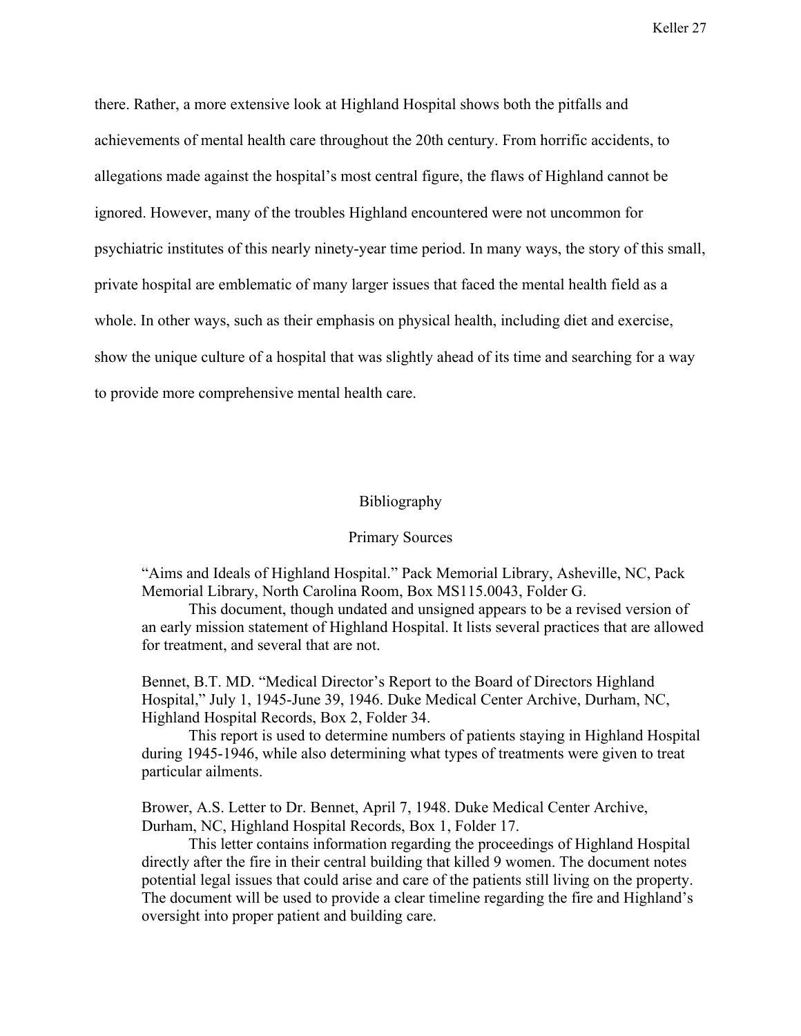there. Rather, a more extensive look at Highland Hospital shows both the pitfalls and achievements of mental health care throughout the 20th century. From horrific accidents, to allegations made against the hospital's most central figure, the flaws of Highland cannot be ignored. However, many of the troubles Highland encountered were not uncommon for psychiatric institutes of this nearly ninety-year time period. In many ways, the story of this small, private hospital are emblematic of many larger issues that faced the mental health field as a whole. In other ways, such as their emphasis on physical health, including diet and exercise, show the unique culture of a hospital that was slightly ahead of its time and searching for a way to provide more comprehensive mental health care.

## Bibliography

### Primary Sources

"Aims and Ideals of Highland Hospital." Pack Memorial Library, Asheville, NC, Pack Memorial Library, North Carolina Room, Box MS115.0043, Folder G.

This document, though undated and unsigned appears to be a revised version of an early mission statement of Highland Hospital. It lists several practices that are allowed for treatment, and several that are not.

Bennet, B.T. MD. "Medical Director's Report to the Board of Directors Highland Hospital," July 1, 1945-June 39, 1946. Duke Medical Center Archive, Durham, NC, Highland Hospital Records, Box 2, Folder 34.

This report is used to determine numbers of patients staying in Highland Hospital during 1945-1946, while also determining what types of treatments were given to treat particular ailments.

Brower, A.S. Letter to Dr. Bennet, April 7, 1948. Duke Medical Center Archive, Durham, NC, Highland Hospital Records, Box 1, Folder 17.

This letter contains information regarding the proceedings of Highland Hospital directly after the fire in their central building that killed 9 women. The document notes potential legal issues that could arise and care of the patients still living on the property. The document will be used to provide a clear timeline regarding the fire and Highland's oversight into proper patient and building care.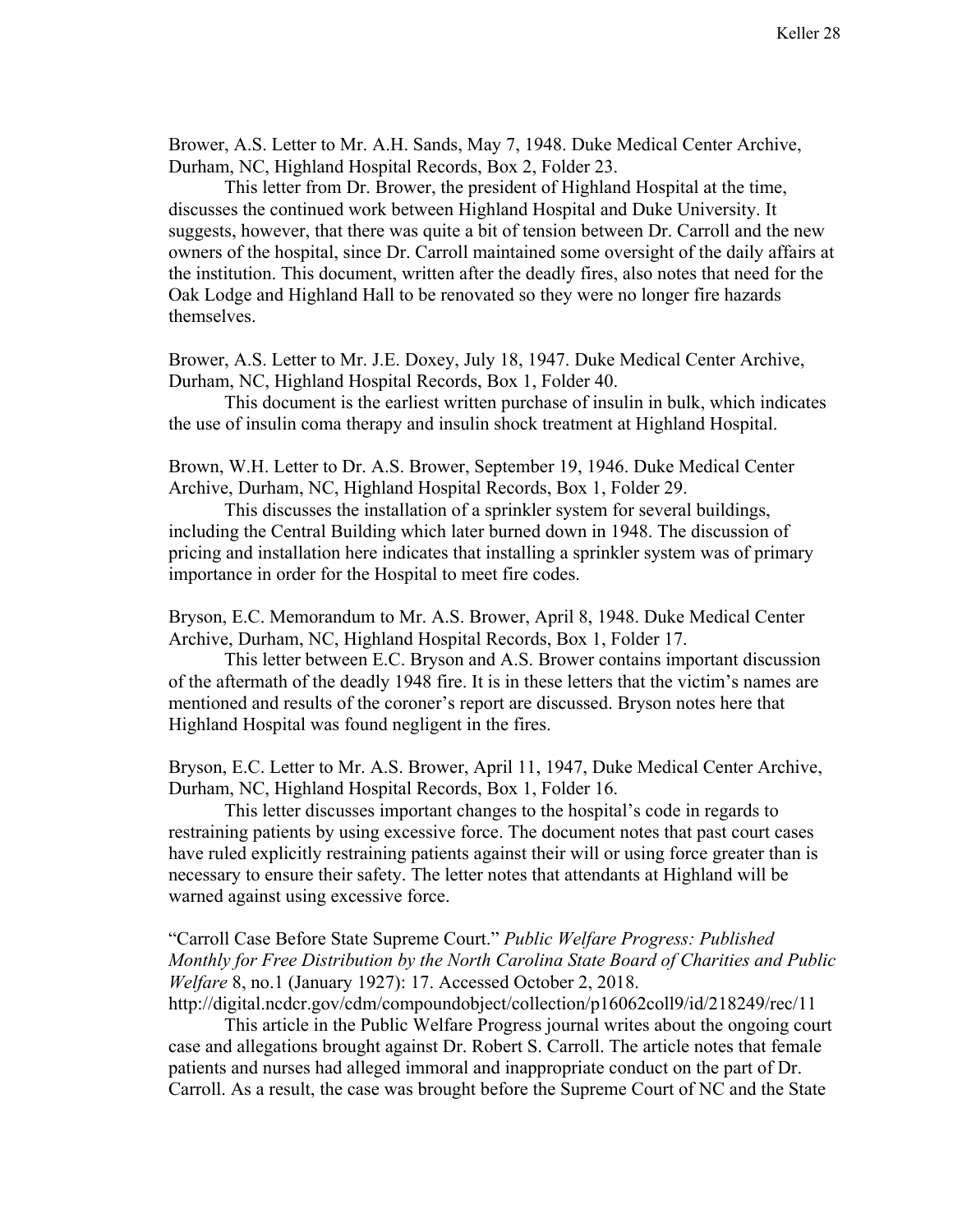Brower, A.S. Letter to Mr. A.H. Sands, May 7, 1948. Duke Medical Center Archive, Durham, NC, Highland Hospital Records, Box 2, Folder 23.

This letter from Dr. Brower, the president of Highland Hospital at the time, discusses the continued work between Highland Hospital and Duke University. It suggests, however, that there was quite a bit of tension between Dr. Carroll and the new owners of the hospital, since Dr. Carroll maintained some oversight of the daily affairs at the institution. This document, written after the deadly fires, also notes that need for the Oak Lodge and Highland Hall to be renovated so they were no longer fire hazards themselves.

Brower, A.S. Letter to Mr. J.E. Doxey, July 18, 1947. Duke Medical Center Archive, Durham, NC, Highland Hospital Records, Box 1, Folder 40.

This document is the earliest written purchase of insulin in bulk, which indicates the use of insulin coma therapy and insulin shock treatment at Highland Hospital.

Brown, W.H. Letter to Dr. A.S. Brower, September 19, 1946. Duke Medical Center Archive, Durham, NC, Highland Hospital Records, Box 1, Folder 29.

This discusses the installation of a sprinkler system for several buildings, including the Central Building which later burned down in 1948. The discussion of pricing and installation here indicates that installing a sprinkler system was of primary importance in order for the Hospital to meet fire codes.

Bryson, E.C. Memorandum to Mr. A.S. Brower, April 8, 1948. Duke Medical Center Archive, Durham, NC, Highland Hospital Records, Box 1, Folder 17.

This letter between E.C. Bryson and A.S. Brower contains important discussion of the aftermath of the deadly 1948 fire. It is in these letters that the victim's names are mentioned and results of the coroner's report are discussed. Bryson notes here that Highland Hospital was found negligent in the fires.

Bryson, E.C. Letter to Mr. A.S. Brower, April 11, 1947, Duke Medical Center Archive, Durham, NC, Highland Hospital Records, Box 1, Folder 16.

This letter discusses important changes to the hospital's code in regards to restraining patients by using excessive force. The document notes that past court cases have ruled explicitly restraining patients against their will or using force greater than is necessary to ensure their safety. The letter notes that attendants at Highland will be warned against using excessive force.

"Carroll Case Before State Supreme Court." *Public Welfare Progress: Published Monthly for Free Distribution by the North Carolina State Board of Charities and Public Welfare* 8, no.1 (January 1927): 17. Accessed October 2, 2018. http://digital.ncdcr.gov/cdm/compoundobject/collection/p16062coll9/id/218249/rec/11

This article in the Public Welfare Progress journal writes about the ongoing court case and allegations brought against Dr. Robert S. Carroll. The article notes that female patients and nurses had alleged immoral and inappropriate conduct on the part of Dr. Carroll. As a result, the case was brought before the Supreme Court of NC and the State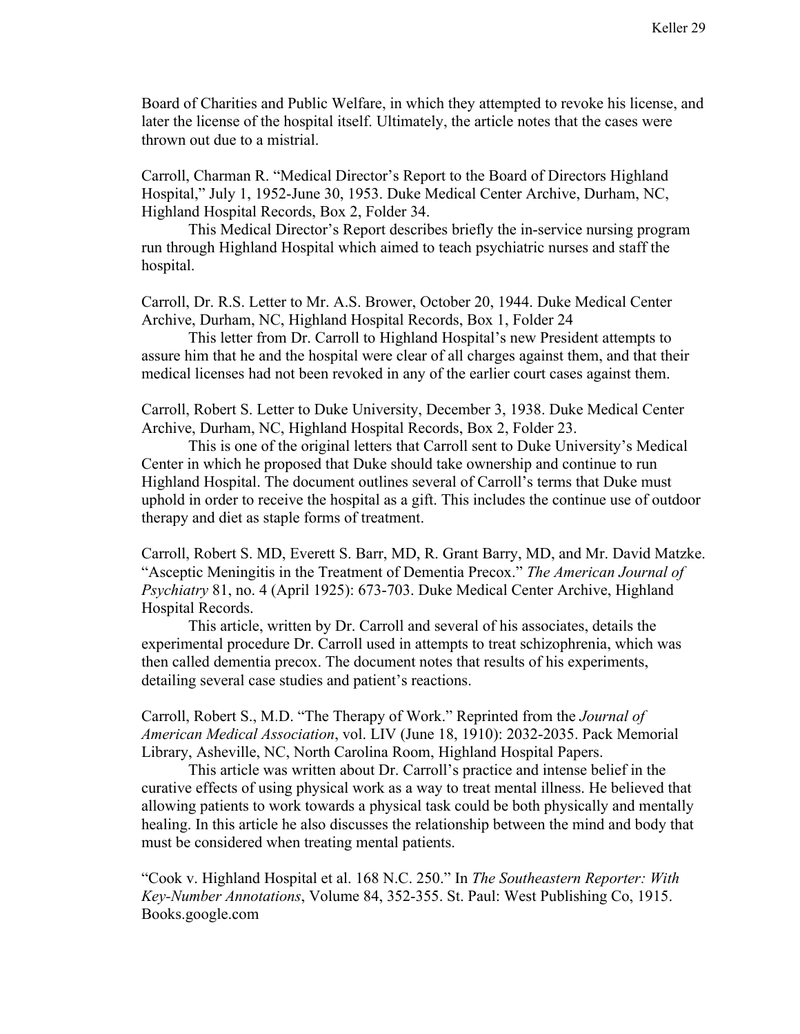Board of Charities and Public Welfare, in which they attempted to revoke his license, and later the license of the hospital itself. Ultimately, the article notes that the cases were thrown out due to a mistrial.

Carroll, Charman R. "Medical Director's Report to the Board of Directors Highland Hospital," July 1, 1952-June 30, 1953. Duke Medical Center Archive, Durham, NC, Highland Hospital Records, Box 2, Folder 34.

This Medical Director's Report describes briefly the in-service nursing program run through Highland Hospital which aimed to teach psychiatric nurses and staff the hospital.

Carroll, Dr. R.S. Letter to Mr. A.S. Brower, October 20, 1944. Duke Medical Center Archive, Durham, NC, Highland Hospital Records, Box 1, Folder 24

This letter from Dr. Carroll to Highland Hospital's new President attempts to assure him that he and the hospital were clear of all charges against them, and that their medical licenses had not been revoked in any of the earlier court cases against them.

Carroll, Robert S. Letter to Duke University, December 3, 1938. Duke Medical Center Archive, Durham, NC, Highland Hospital Records, Box 2, Folder 23.

This is one of the original letters that Carroll sent to Duke University's Medical Center in which he proposed that Duke should take ownership and continue to run Highland Hospital. The document outlines several of Carroll's terms that Duke must uphold in order to receive the hospital as a gift. This includes the continue use of outdoor therapy and diet as staple forms of treatment.

Carroll, Robert S. MD, Everett S. Barr, MD, R. Grant Barry, MD, and Mr. David Matzke. "Asceptic Meningitis in the Treatment of Dementia Precox." *The American Journal of Psychiatry* 81, no. 4 (April 1925): 673-703. Duke Medical Center Archive, Highland Hospital Records.

This article, written by Dr. Carroll and several of his associates, details the experimental procedure Dr. Carroll used in attempts to treat schizophrenia, which was then called dementia precox. The document notes that results of his experiments, detailing several case studies and patient's reactions.

Carroll, Robert S., M.D. "The Therapy of Work." Reprinted from the *Journal of American Medical Association*, vol. LIV (June 18, 1910): 2032-2035. Pack Memorial Library, Asheville, NC, North Carolina Room, Highland Hospital Papers.

This article was written about Dr. Carroll's practice and intense belief in the curative effects of using physical work as a way to treat mental illness. He believed that allowing patients to work towards a physical task could be both physically and mentally healing. In this article he also discusses the relationship between the mind and body that must be considered when treating mental patients.

"Cook v. Highland Hospital et al. 168 N.C. 250." In *The Southeastern Reporter: With Key-Number Annotations*, Volume 84, 352-355. St. Paul: West Publishing Co, 1915. Books.google.com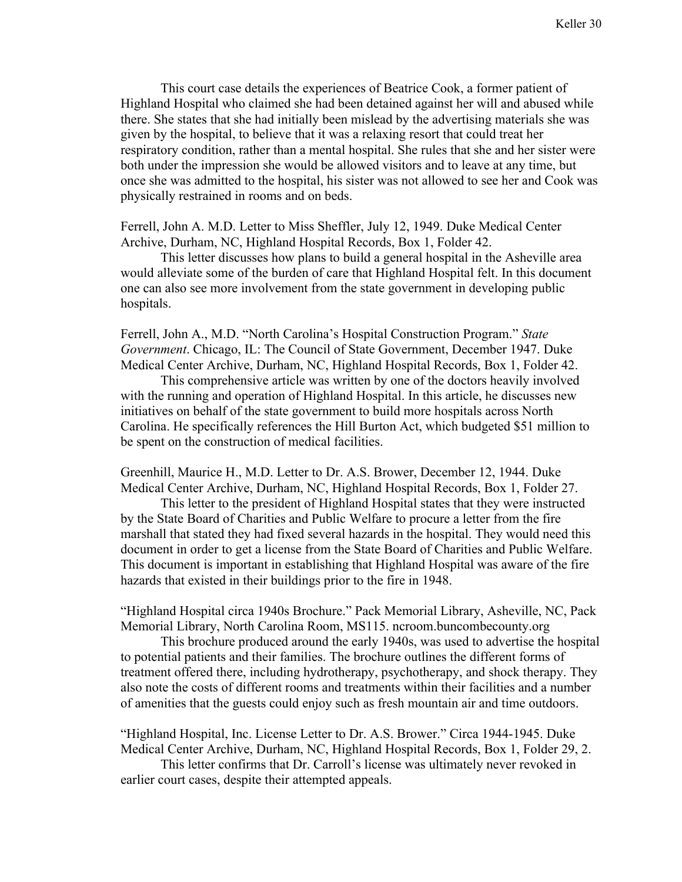This court case details the experiences of Beatrice Cook, a former patient of Highland Hospital who claimed she had been detained against her will and abused while there. She states that she had initially been mislead by the advertising materials she was given by the hospital, to believe that it was a relaxing resort that could treat her respiratory condition, rather than a mental hospital. She rules that she and her sister were both under the impression she would be allowed visitors and to leave at any time, but once she was admitted to the hospital, his sister was not allowed to see her and Cook was physically restrained in rooms and on beds.

Ferrell, John A. M.D. Letter to Miss Sheffler, July 12, 1949. Duke Medical Center Archive, Durham, NC, Highland Hospital Records, Box 1, Folder 42.

This letter discusses how plans to build a general hospital in the Asheville area would alleviate some of the burden of care that Highland Hospital felt. In this document one can also see more involvement from the state government in developing public hospitals.

Ferrell, John A., M.D. "North Carolina's Hospital Construction Program." *State Government*. Chicago, IL: The Council of State Government, December 1947. Duke Medical Center Archive, Durham, NC, Highland Hospital Records, Box 1, Folder 42.

This comprehensive article was written by one of the doctors heavily involved with the running and operation of Highland Hospital. In this article, he discusses new initiatives on behalf of the state government to build more hospitals across North Carolina. He specifically references the Hill Burton Act, which budgeted $51 million to be spent on the construction of medical facilities.

Greenhill, Maurice H., M.D. Letter to Dr. A.S. Brower, December 12, 1944. Duke Medical Center Archive, Durham, NC, Highland Hospital Records, Box 1, Folder 27.

This letter to the president of Highland Hospital states that they were instructed by the State Board of Charities and Public Welfare to procure a letter from the fire marshall that stated they had fixed several hazards in the hospital. They would need this document in order to get a license from the State Board of Charities and Public Welfare. This document is important in establishing that Highland Hospital was aware of the fire hazards that existed in their buildings prior to the fire in 1948.

"Highland Hospital circa 1940s Brochure." Pack Memorial Library, Asheville, NC, Pack Memorial Library, North Carolina Room, MS115. ncroom.buncombecounty.org

This brochure produced around the early 1940s, was used to advertise the hospital to potential patients and their families. The brochure outlines the different forms of treatment offered there, including hydrotherapy, psychotherapy, and shock therapy. They also note the costs of different rooms and treatments within their facilities and a number of amenities that the guests could enjoy such as fresh mountain air and time outdoors.

"Highland Hospital, Inc. License Letter to Dr. A.S. Brower." Circa 1944-1945. Duke Medical Center Archive, Durham, NC, Highland Hospital Records, Box 1, Folder 29, 2.

This letter confirms that Dr. Carroll's license was ultimately never revoked in earlier court cases, despite their attempted appeals.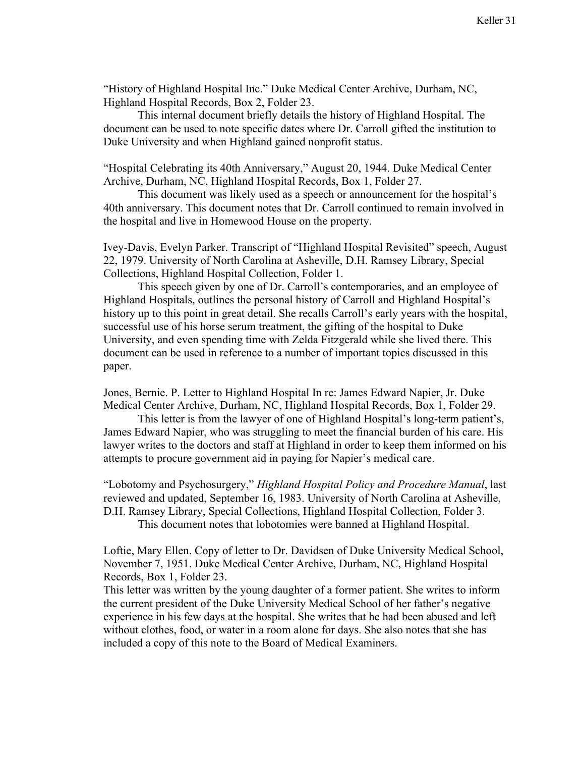"History of Highland Hospital Inc." Duke Medical Center Archive, Durham, NC, Highland Hospital Records, Box 2, Folder 23.

This internal document briefly details the history of Highland Hospital. The document can be used to note specific dates where Dr. Carroll gifted the institution to Duke University and when Highland gained nonprofit status.

"Hospital Celebrating its 40th Anniversary," August 20, 1944. Duke Medical Center Archive, Durham, NC, Highland Hospital Records, Box 1, Folder 27.

This document was likely used as a speech or announcement for the hospital's 40th anniversary. This document notes that Dr. Carroll continued to remain involved in the hospital and live in Homewood House on the property.

Ivey-Davis, Evelyn Parker. Transcript of "Highland Hospital Revisited" speech, August 22, 1979. University of North Carolina at Asheville, D.H. Ramsey Library, Special Collections, Highland Hospital Collection, Folder 1.

This speech given by one of Dr. Carroll's contemporaries, and an employee of Highland Hospitals, outlines the personal history of Carroll and Highland Hospital's history up to this point in great detail. She recalls Carroll's early years with the hospital, successful use of his horse serum treatment, the gifting of the hospital to Duke University, and even spending time with Zelda Fitzgerald while she lived there. This document can be used in reference to a number of important topics discussed in this paper.

Jones, Bernie. P. Letter to Highland Hospital In re: James Edward Napier, Jr. Duke Medical Center Archive, Durham, NC, Highland Hospital Records, Box 1, Folder 29.

This letter is from the lawyer of one of Highland Hospital's long-term patient's, James Edward Napier, who was struggling to meet the financial burden of his care. His lawyer writes to the doctors and staff at Highland in order to keep them informed on his attempts to procure government aid in paying for Napier's medical care.

"Lobotomy and Psychosurgery," *Highland Hospital Policy and Procedure Manual*, last reviewed and updated, September 16, 1983. University of North Carolina at Asheville, D.H. Ramsey Library, Special Collections, Highland Hospital Collection, Folder 3.

This document notes that lobotomies were banned at Highland Hospital.

Loftie, Mary Ellen. Copy of letter to Dr. Davidsen of Duke University Medical School, November 7, 1951. Duke Medical Center Archive, Durham, NC, Highland Hospital Records, Box 1, Folder 23.

This letter was written by the young daughter of a former patient. She writes to inform the current president of the Duke University Medical School of her father's negative experience in his few days at the hospital. She writes that he had been abused and left without clothes, food, or water in a room alone for days. She also notes that she has included a copy of this note to the Board of Medical Examiners.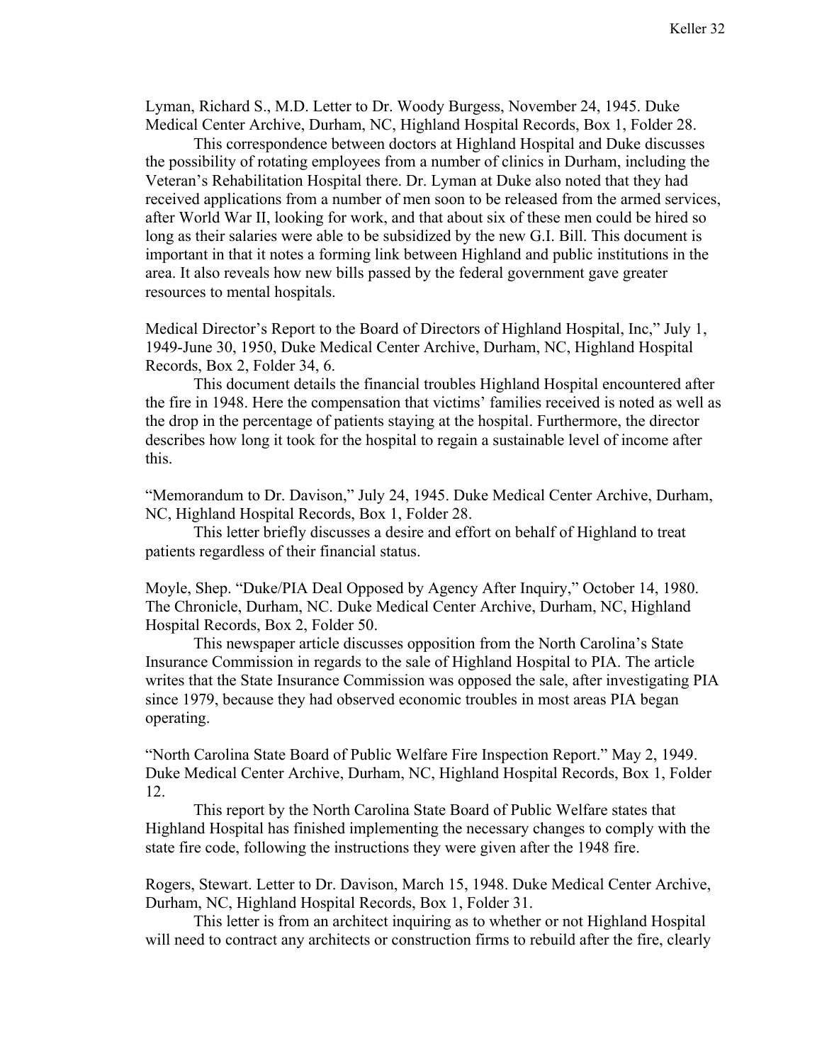Lyman, Richard S., M.D. Letter to Dr. Woody Burgess, November 24, 1945. Duke Medical Center Archive, Durham, NC, Highland Hospital Records, Box 1, Folder 28.

This correspondence between doctors at Highland Hospital and Duke discusses the possibility of rotating employees from a number of clinics in Durham, including the Veteran's Rehabilitation Hospital there. Dr. Lyman at Duke also noted that they had received applications from a number of men soon to be released from the armed services, after World War II, looking for work, and that about six of these men could be hired so long as their salaries were able to be subsidized by the new G.I. Bill. This document is important in that it notes a forming link between Highland and public institutions in the area. It also reveals how new bills passed by the federal government gave greater resources to mental hospitals.

Medical Director's Report to the Board of Directors of Highland Hospital, Inc," July 1, 1949-June 30, 1950, Duke Medical Center Archive, Durham, NC, Highland Hospital Records, Box 2, Folder 34, 6.

This document details the financial troubles Highland Hospital encountered after the fire in 1948. Here the compensation that victims' families received is noted as well as the drop in the percentage of patients staying at the hospital. Furthermore, the director describes how long it took for the hospital to regain a sustainable level of income after this.

"Memorandum to Dr. Davison," July 24, 1945. Duke Medical Center Archive, Durham, NC, Highland Hospital Records, Box 1, Folder 28.

This letter briefly discusses a desire and effort on behalf of Highland to treat patients regardless of their financial status.

Moyle, Shep. "Duke/PIA Deal Opposed by Agency After Inquiry," October 14, 1980. The Chronicle, Durham, NC. Duke Medical Center Archive, Durham, NC, Highland Hospital Records, Box 2, Folder 50.

This newspaper article discusses opposition from the North Carolina's State Insurance Commission in regards to the sale of Highland Hospital to PIA. The article writes that the State Insurance Commission was opposed the sale, after investigating PIA since 1979, because they had observed economic troubles in most areas PIA began operating.

"North Carolina State Board of Public Welfare Fire Inspection Report." May 2, 1949. Duke Medical Center Archive, Durham, NC, Highland Hospital Records, Box 1, Folder 12.

This report by the North Carolina State Board of Public Welfare states that Highland Hospital has finished implementing the necessary changes to comply with the state fire code, following the instructions they were given after the 1948 fire.

Rogers, Stewart. Letter to Dr. Davison, March 15, 1948. Duke Medical Center Archive, Durham, NC, Highland Hospital Records, Box 1, Folder 31.

This letter is from an architect inquiring as to whether or not Highland Hospital will need to contract any architects or construction firms to rebuild after the fire, clearly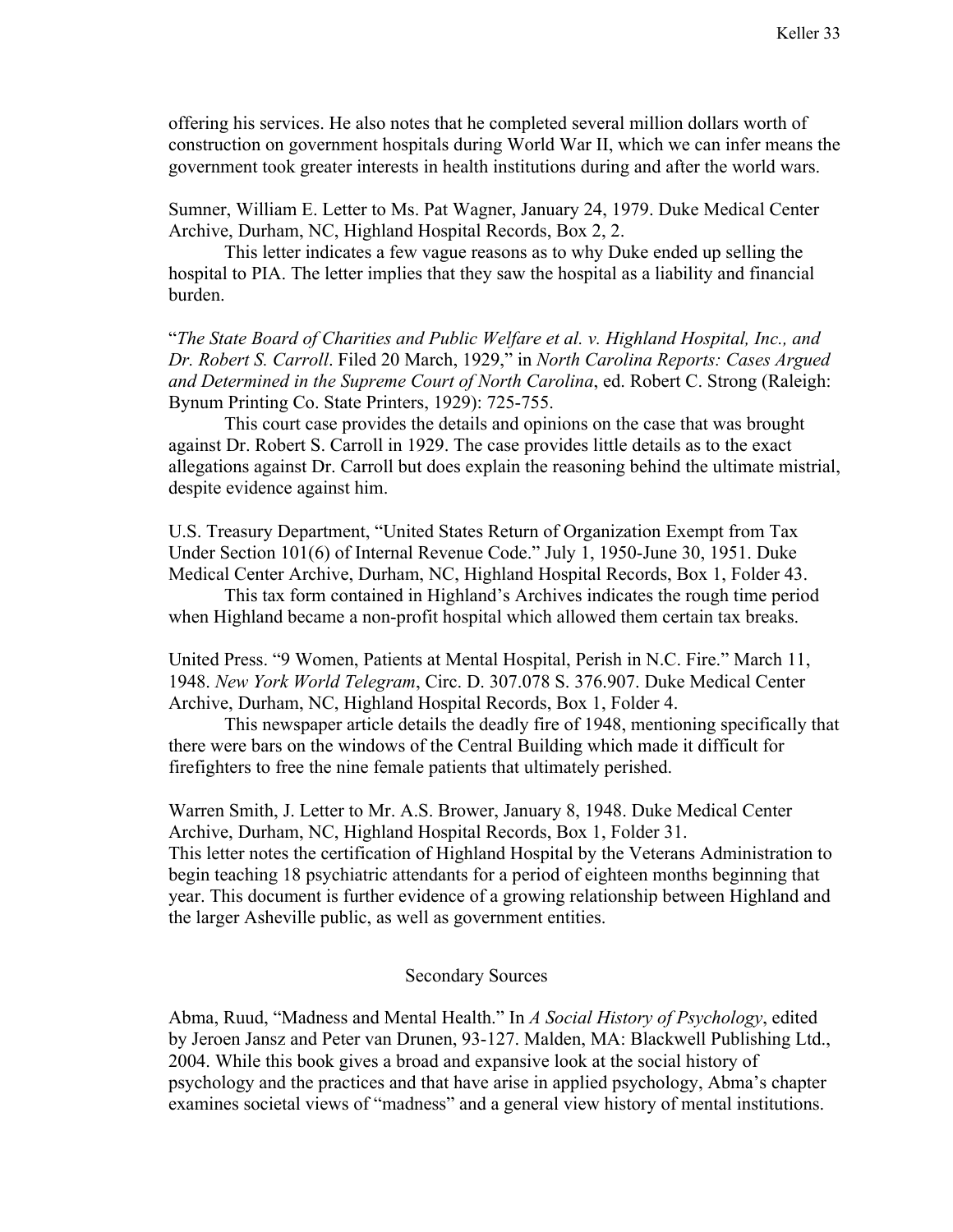offering his services. He also notes that he completed several million dollars worth of construction on government hospitals during World War II, which we can infer means the government took greater interests in health institutions during and after the world wars.

Sumner, William E. Letter to Ms. Pat Wagner, January 24, 1979. Duke Medical Center Archive, Durham, NC, Highland Hospital Records, Box 2, 2.

This letter indicates a few vague reasons as to why Duke ended up selling the hospital to PIA. The letter implies that they saw the hospital as a liability and financial burden.

"*The State Board of Charities and Public Welfare et al. v. Highland Hospital, Inc., and Dr. Robert S. Carroll*. Filed 20 March, 1929," in *North Carolina Reports: Cases Argued and Determined in the Supreme Court of North Carolina*, ed. Robert C. Strong (Raleigh: Bynum Printing Co. State Printers, 1929): 725-755.

This court case provides the details and opinions on the case that was brought against Dr. Robert S. Carroll in 1929. The case provides little details as to the exact allegations against Dr. Carroll but does explain the reasoning behind the ultimate mistrial, despite evidence against him.

U.S. Treasury Department, "United States Return of Organization Exempt from Tax Under Section 101(6) of Internal Revenue Code." July 1, 1950-June 30, 1951. Duke Medical Center Archive, Durham, NC, Highland Hospital Records, Box 1, Folder 43.

This tax form contained in Highland's Archives indicates the rough time period when Highland became a non-profit hospital which allowed them certain tax breaks.

United Press. "9 Women, Patients at Mental Hospital, Perish in N.C. Fire." March 11, 1948. *New York World Telegram*, Circ. D. 307.078 S. 376.907. Duke Medical Center Archive, Durham, NC, Highland Hospital Records, Box 1, Folder 4.

This newspaper article details the deadly fire of 1948, mentioning specifically that there were bars on the windows of the Central Building which made it difficult for firefighters to free the nine female patients that ultimately perished.

Warren Smith, J. Letter to Mr. A.S. Brower, January 8, 1948. Duke Medical Center Archive, Durham, NC, Highland Hospital Records, Box 1, Folder 31.
This letter notes the certification of Highland Hospital by the Veterans Administration to begin teaching 18 psychiatric attendants for a period of eighteen months beginning that year. This document is further evidence of a growing relationship between Highland and the larger Asheville public, as well as government entities.

## Secondary Sources

Abma, Ruud, "Madness and Mental Health." In *A Social History of Psychology*, edited by Jeroen Jansz and Peter van Drunen, 93-127. Malden, MA: Blackwell Publishing Ltd., 2004. While this book gives a broad and expansive look at the social history of psychology and the practices and that have arise in applied psychology, Abma's chapter examines societal views of "madness" and a general view history of mental institutions.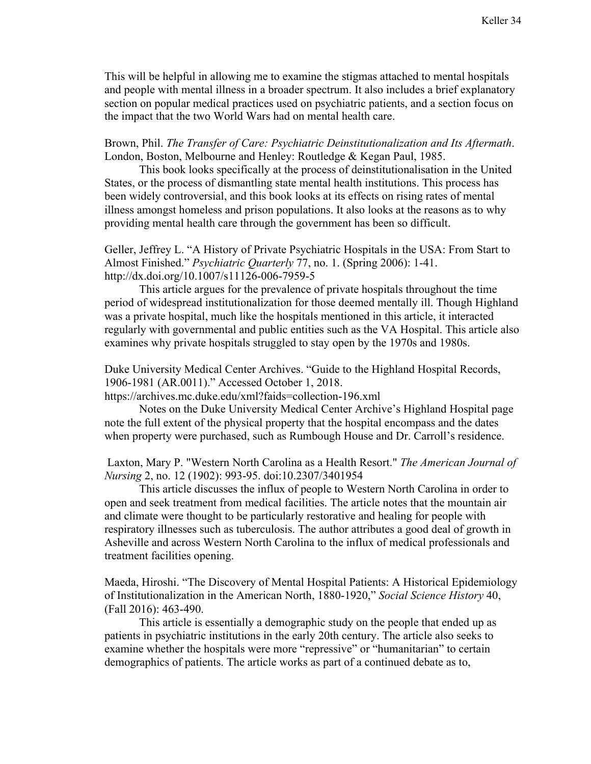This will be helpful in allowing me to examine the stigmas attached to mental hospitals and people with mental illness in a broader spectrum. It also includes a brief explanatory section on popular medical practices used on psychiatric patients, and a section focus on the impact that the two World Wars had on mental health care.

Brown, Phil. *The Transfer of Care: Psychiatric Deinstitutionalization and Its Aftermath*. London, Boston, Melbourne and Henley: Routledge & Kegan Paul, 1985.

This book looks specifically at the process of deinstitutionalisation in the United States, or the process of dismantling state mental health institutions. This process has been widely controversial, and this book looks at its effects on rising rates of mental illness amongst homeless and prison populations. It also looks at the reasons as to why providing mental health care through the government has been so difficult.

Geller, Jeffrey L. "A History of Private Psychiatric Hospitals in the USA: From Start to Almost Finished." *Psychiatric Quarterly* 77, no. 1. (Spring 2006): 1-41. http://dx.doi.org/10.1007/s11126-006-7959-5

This article argues for the prevalence of private hospitals throughout the time period of widespread institutionalization for those deemed mentally ill. Though Highland was a private hospital, much like the hospitals mentioned in this article, it interacted regularly with governmental and public entities such as the VA Hospital. This article also examines why private hospitals struggled to stay open by the 1970s and 1980s.

Duke University Medical Center Archives. "Guide to the Highland Hospital Records, 1906-1981 (AR.0011)." Accessed October 1, 2018. https://archives.mc.duke.edu/xml?faids=collection-196.xml

Notes on the Duke University Medical Center Archive's Highland Hospital page note the full extent of the physical property that the hospital encompass and the dates when property were purchased, such as Rumbough House and Dr. Carroll's residence.

Laxton, Mary P. "Western North Carolina as a Health Resort." *The American Journal of Nursing* 2, no. 12 (1902): 993-95. doi:10.2307/3401954

This article discusses the influx of people to Western North Carolina in order to open and seek treatment from medical facilities. The article notes that the mountain air and climate were thought to be particularly restorative and healing for people with respiratory illnesses such as tuberculosis. The author attributes a good deal of growth in Asheville and across Western North Carolina to the influx of medical professionals and treatment facilities opening.

Maeda, Hiroshi. "The Discovery of Mental Hospital Patients: A Historical Epidemiology of Institutionalization in the American North, 1880-1920," *Social Science History* 40, (Fall 2016): 463-490.

This article is essentially a demographic study on the people that ended up as patients in psychiatric institutions in the early 20th century. The article also seeks to examine whether the hospitals were more "repressive" or "humanitarian" to certain demographics of patients. The article works as part of a continued debate as to,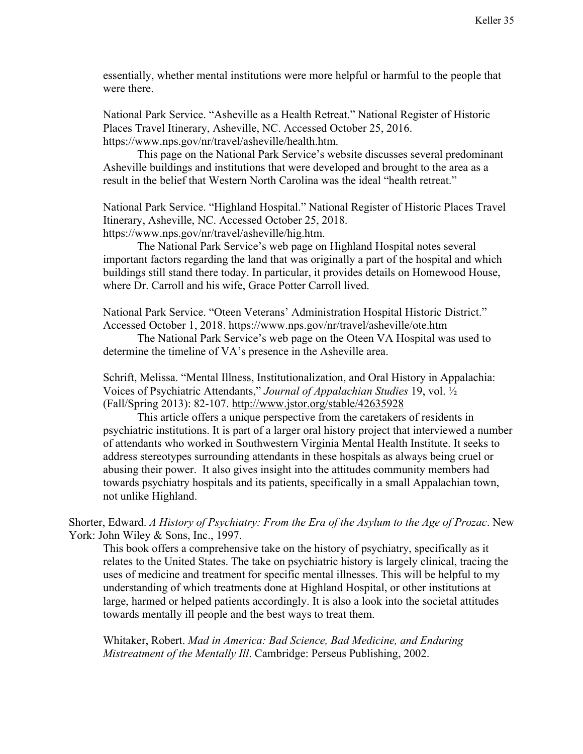essentially, whether mental institutions were more helpful or harmful to the people that were there.

National Park Service. "Asheville as a Health Retreat." National Register of Historic Places Travel Itinerary, Asheville, NC. Accessed October 25, 2016. https://www.nps.gov/nr/travel/asheville/health.htm.

This page on the National Park Service's website discusses several predominant Asheville buildings and institutions that were developed and brought to the area as a result in the belief that Western North Carolina was the ideal "health retreat."

National Park Service. "Highland Hospital." National Register of Historic Places Travel Itinerary, Asheville, NC. Accessed October 25, 2018. https://www.nps.gov/nr/travel/asheville/hig.htm.

The National Park Service's web page on Highland Hospital notes several important factors regarding the land that was originally a part of the hospital and which buildings still stand there today. In particular, it provides details on Homewood House, where Dr. Carroll and his wife, Grace Potter Carroll lived.

National Park Service. "Oteen Veterans' Administration Hospital Historic District." Accessed October 1, 2018. https://www.nps.gov/nr/travel/asheville/ote.htm

The National Park Service's web page on the Oteen VA Hospital was used to determine the timeline of VA's presence in the Asheville area.

Schrift, Melissa. "Mental Illness, Institutionalization, and Oral History in Appalachia: Voices of Psychiatric Attendants," *Journal of Appalachian Studies* 19, vol. ½ (Fall/Spring 2013): 82-107. http://www.jstor.org/stable/42635928

This article offers a unique perspective from the caretakers of residents in psychiatric institutions. It is part of a larger oral history project that interviewed a number of attendants who worked in Southwestern Virginia Mental Health Institute. It seeks to address stereotypes surrounding attendants in these hospitals as always being cruel or abusing their power. It also gives insight into the attitudes community members had towards psychiatry hospitals and its patients, specifically in a small Appalachian town, not unlike Highland.

Shorter, Edward. *A History of Psychiatry: From the Era of the Asylum to the Age of Prozac*. New York: John Wiley & Sons, Inc., 1997.

This book offers a comprehensive take on the history of psychiatry, specifically as it relates to the United States. The take on psychiatric history is largely clinical, tracing the uses of medicine and treatment for specific mental illnesses. This will be helpful to my understanding of which treatments done at Highland Hospital, or other institutions at large, harmed or helped patients accordingly. It is also a look into the societal attitudes towards mentally ill people and the best ways to treat them.

Whitaker, Robert. *Mad in America: Bad Science, Bad Medicine, and Enduring Mistreatment of the Mentally Ill*. Cambridge: Perseus Publishing, 2002.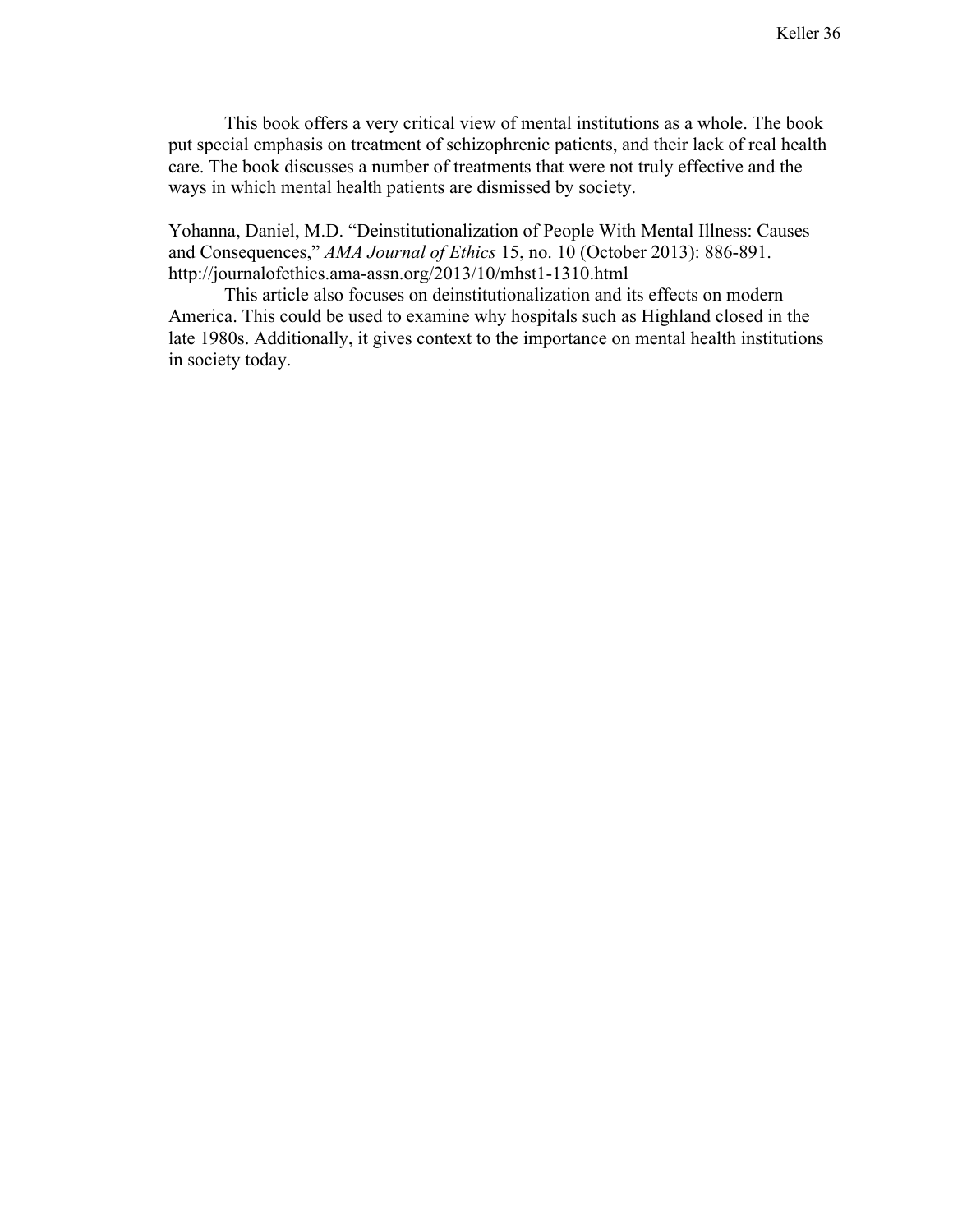This book offers a very critical view of mental institutions as a whole. The book put special emphasis on treatment of schizophrenic patients, and their lack of real health care. The book discusses a number of treatments that were not truly effective and the ways in which mental health patients are dismissed by society.

Yohanna, Daniel, M.D. "Deinstitutionalization of People With Mental Illness: Causes and Consequences," *AMA Journal of Ethics* 15, no. 10 (October 2013): 886-891. http://journalofethics.ama-assn.org/2013/10/mhst1-1310.html

This article also focuses on deinstitutionalization and its effects on modern America. This could be used to examine why hospitals such as Highland closed in the late 1980s. Additionally, it gives context to the importance on mental health institutions in society today.